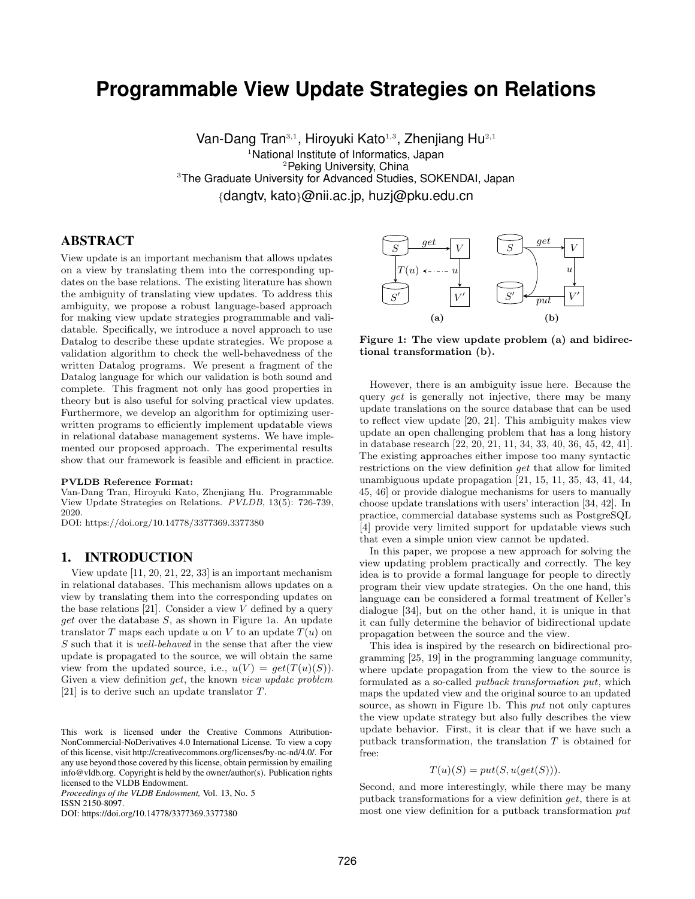# Programmable View Update Strategies on Relations

Van-Dang Tran[3,1], Hiroyuki Kato[1,3], Zhenjiang Hu[2,1]
[1]National Institute of Informatics, Japan
[2]Peking University, China
[3]The Graduate University for Advanced Studies, SOKENDAI, Japan
{dangtv, kato}@nii.ac.jp, huzj@pku.edu.cn

## ABSTRACT

View update is an important mechanism that allows updates on a view by translating them into the corresponding updates on the base relations. The existing literature has shown the ambiguity of translating view updates. To address this ambiguity, we propose a robust language-based approach for making view update strategies programmable and validatable. Specifically, we introduce a novel approach to use Datalog to describe these update strategies. We propose a validation algorithm to check the well-behavedness of the written Datalog programs. We present a fragment of the Datalog language for which our validation is both sound and complete. This fragment not only has good properties in theory but is also useful for solving practical view updates. Furthermore, we develop an algorithm for optimizing user-written programs to efficiently implement updatable views in relational database management systems. We have implemented our proposed approach. The experimental results show that our framework is feasible and efficient in practice.

**PVLDB Reference Format:**
Van-Dang Tran, Hiroyuki Kato, Zhenjiang Hu. Programmable View Update Strategies on Relations. *PVLDB*, 13(5): 726-739, 2020.
DOI: https://doi.org/10.14778/3377369.3377380

## 1. INTRODUCTION

View update [11, 20, 21, 22, 33] is an important mechanism in relational databases. This mechanism allows updates on a view by translating them into the corresponding updates on the base relations [21]. Consider a view $V$ defined by a query *get* over the database $S$, as shown in Figure 1a. An update translator $T$ maps each update $u$ on $V$ to an update $T(u)$ on $S$ such that it is *well-behaved* in the sense that after the view update is propagated to the source, we will obtain the same view from the updated source, i.e., $u(V) = get(T(u)(S))$. Given a view definition *get*, the known *view update problem* [21] is to derive such an update translator $T$.

This work is licensed under the Creative Commons Attribution-NonCommercial-NoDerivatives 4.0 International License. To view a copy of this license, visit http://creativecommons.org/licenses/by-nc-nd/4.0/. For any use beyond those covered by this license, obtain permission by emailing info@vldb.org. Copyright is held by the owner/author(s). Publication rights licensed to the VLDB Endowment.
*Proceedings of the VLDB Endowment,* Vol. 13, No. 5
ISSN 2150-8097.
DOI: https://doi.org/10.14778/3377369.3377380

**Figure 1: The view update problem (a) and bidirectional transformation (b).**

However, there is an ambiguity issue here. Because the query *get* is generally not injective, there may be many update translations on the source database that can be used to reflect view update [20, 21]. This ambiguity makes view update an open challenging problem that has a long history in database research [22, 20, 21, 11, 34, 33, 40, 36, 45, 42, 41]. The existing approaches either impose too many syntactic restrictions on the view definition *get* that allow for limited unambiguous update propagation [21, 15, 11, 35, 43, 41, 44, 45, 46] or provide dialogue mechanisms for users to manually choose update translations with users' interaction [34, 42]. In practice, commercial database systems such as PostgreSQL [4] provide very limited support for updatable views such that even a simple union view cannot be updated.

In this paper, we propose a new approach for solving the view updating problem practically and correctly. The key idea is to provide a formal language for people to directly program their view update strategies. On the one hand, this language can be considered a formal treatment of Keller's dialogue [34], but on the other hand, it is unique in that it can fully determine the behavior of bidirectional update propagation between the source and the view.

This idea is inspired by the research on bidirectional programming [25, 19] in the programming language community, where update propagation from the view to the source is formulated as a so-called *putback transformation put*, which maps the updated view and the original source to an updated source, as shown in Figure 1b. This *put* not only captures the view update strategy but also fully describes the view update behavior. First, it is clear that if we have such a putback transformation, the translation $T$ is obtained for free:

$$T(u)(S) = put(S, u(get(S))).$$

Second, and more interestingly, while there may be many putback transformations for a view definition *get*, there is at most one view definition for a putback transformation *put*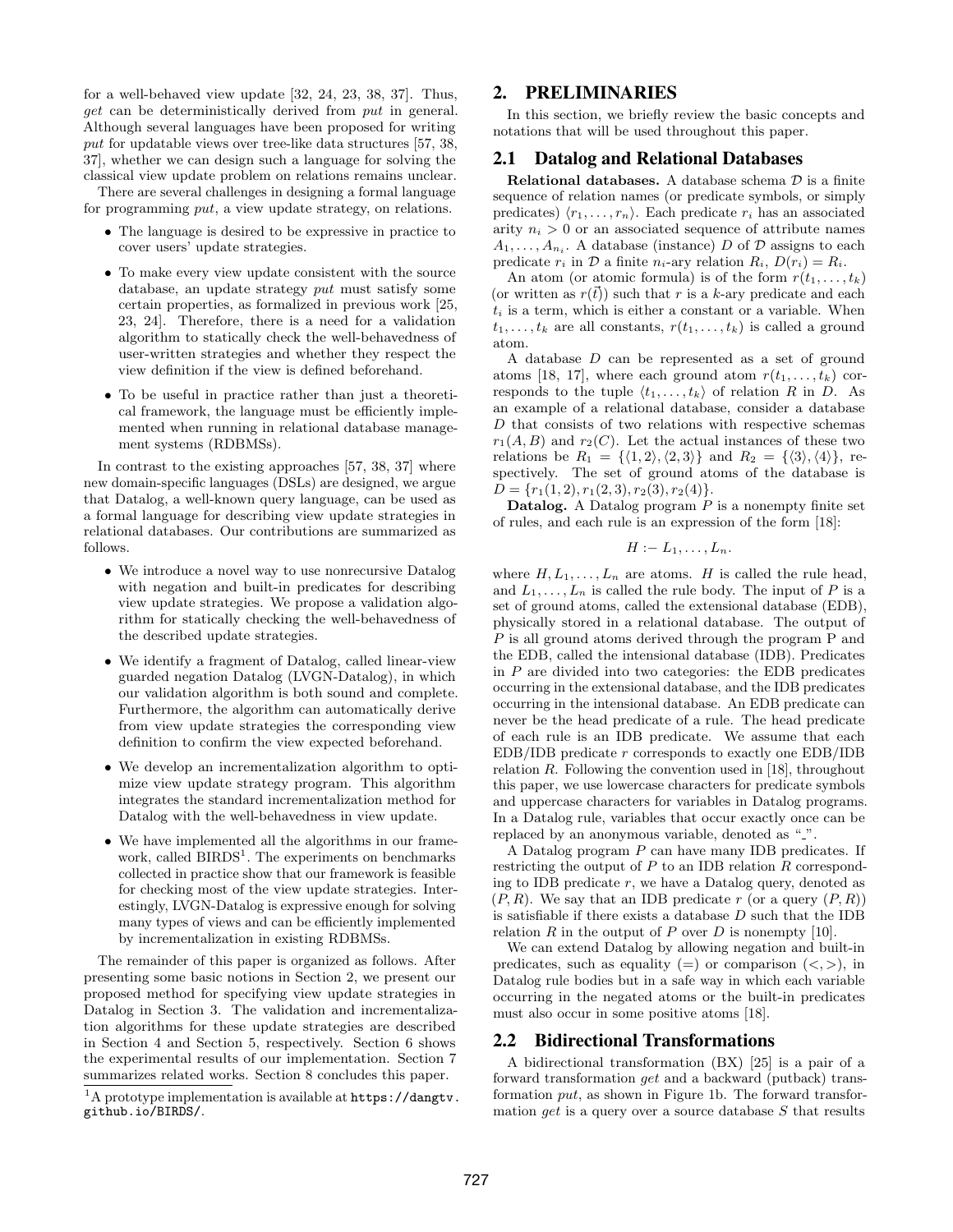for a well-behaved view update [32, 24, 23, 38, 37]. Thus, *get* can be deterministically derived from *put* in general. Although several languages have been proposed for writing *put* for updatable views over tree-like data structures [57, 38, 37], whether we can design such a language for solving the classical view update problem on relations remains unclear.

There are several challenges in designing a formal language for programming *put*, a view update strategy, on relations.

- The language is desired to be expressive in practice to cover users' update strategies.
- To make every view update consistent with the source database, an update strategy *put* must satisfy some certain properties, as formalized in previous work [25, 23, 24]. Therefore, there is a need for a validation algorithm to statically check the well-behavedness of user-written strategies and whether they respect the view definition if the view is defined beforehand.
- To be useful in practice rather than just a theoretical framework, the language must be efficiently implemented when running in relational database management systems (RDBMSs).

In contrast to the existing approaches [57, 38, 37] where new domain-specific languages (DSLs) are designed, we argue that Datalog, a well-known query language, can be used as a formal language for describing view update strategies in relational databases. Our contributions are summarized as follows.

- We introduce a novel way to use nonrecursive Datalog with negation and built-in predicates for describing view update strategies. We propose a validation algorithm for statically checking the well-behavedness of the described update strategies.
- We identify a fragment of Datalog, called linear-view guarded negation Datalog (LVGN-Datalog), in which our validation algorithm is both sound and complete. Furthermore, the algorithm can automatically derive from view update strategies the corresponding view definition to confirm the view expected beforehand.
- We develop an incrementalization algorithm to optimize view update strategy program. This algorithm integrates the standard incrementalization method for Datalog with the well-behavedness in view update.
- We have implemented all the algorithms in our framework, called BIRDS[1]. The experiments on benchmarks collected in practice show that our framework is feasible for checking most of the view update strategies. Interestingly, LVGN-Datalog is expressive enough for solving many types of views and can be efficiently implemented by incrementalization in existing RDBMSs.

The remainder of this paper is organized as follows. After presenting some basic notions in Section 2, we present our proposed method for specifying view update strategies in Datalog in Section 3. The validation and incrementalization algorithms for these update strategies are described in Section 4 and Section 5, respectively. Section 6 shows the experimental results of our implementation. Section 7 summarizes related works. Section 8 concludes this paper.

[1] A prototype implementation is available at `https://dangtv.github.io/BIRDS/`.

## 2. PRELIMINARIES

In this section, we briefly review the basic concepts and notations that will be used throughout this paper.

### 2.1 Datalog and Relational Databases

**Relational databases.** A database schema $\mathcal{D}$ is a finite sequence of relation names (or predicate symbols, or simply predicates) $\langle r_1, \ldots, r_n \rangle$. Each predicate $r_i$ has an associated arity $n_i > 0$ or an associated sequence of attribute names $A_1, \ldots, A_{n_i}$. A database (instance) $D$ of $\mathcal{D}$ assigns to each predicate $r_i$ in $\mathcal{D}$ a finite $n_i$-ary relation $R_i$, $D(r_i) = R_i$.

An atom (or atomic formula) is of the form $r(t_1, \ldots, t_k)$ (or written as $r(\vec{t})$) such that $r$ is a $k$-ary predicate and each $t_i$ is a term, which is either a constant or a variable. When $t_1, \ldots, t_k$ are all constants, $r(t_1, \ldots, t_k)$ is called a ground atom.

A database $D$ can be represented as a set of ground atoms [18, 17], where each ground atom $r(t_1, \ldots, t_k)$ corresponds to the tuple $\langle t_1, \ldots, t_k \rangle$ of relation $R$ in $D$. As an example of a relational database, consider a database $D$ that consists of two relations with respective schemas $r_1(A, B)$ and $r_2(C)$. Let the actual instances of these two relations be $R_1 = \{\langle 1, 2 \rangle, \langle 2, 3 \rangle\}$ and $R_2 = \{\langle 3 \rangle, \langle 4 \rangle\}$, respectively. The set of ground atoms of the database is $D = \{r_1(1, 2), r_1(2, 3), r_2(3), r_2(4)\}$.

**Datalog.** A Datalog program $P$ is a nonempty finite set of rules, and each rule is an expression of the form [18]:

$$H :- L_1, \ldots, L_n.$$

where $H, L_1, \ldots, L_n$ are atoms. $H$ is called the rule head, and $L_1, \ldots, L_n$ is called the rule body. The input of $P$ is a set of ground atoms, called the extensional database (EDB), physically stored in a relational database. The output of $P$ is all ground atoms derived through the program P and the EDB, called the intensional database (IDB). Predicates in $P$ are divided into two categories: the EDB predicates occurring in the extensional database, and the IDB predicates occurring in the intensional database. An EDB predicate can never be the head predicate of a rule. The head predicate of each rule is an IDB predicate. We assume that each EDB/IDB predicate $r$ corresponds to exactly one EDB/IDB relation $R$. Following the convention used in [18], throughout this paper, we use lowercase characters for predicate symbols and uppercase characters for variables in Datalog programs. In a Datalog rule, variables that occur exactly once can be replaced by an anonymous variable, denoted as "_".

A Datalog program $P$ can have many IDB predicates. If restricting the output of $P$ to an IDB relation $R$ corresponding to IDB predicate $r$, we have a Datalog query, denoted as $(P, R)$. We say that an IDB predicate $r$ (or a query $(P, R)$) is satisfiable if there exists a database $D$ such that the IDB relation $R$ in the output of $P$ over $D$ is nonempty [10].

We can extend Datalog by allowing negation and built-in predicates, such as equality ($=$) or comparison ($<, >$), in Datalog rule bodies but in a safe way in which each variable occurring in the negated atoms or the built-in predicates must also occur in some positive atoms [18].

### 2.2 Bidirectional Transformations

A bidirectional transformation (BX) [25] is a pair of a forward transformation *get* and a backward (putback) transformation *put*, as shown in Figure 1b. The forward transformation *get* is a query over a source database $S$ that results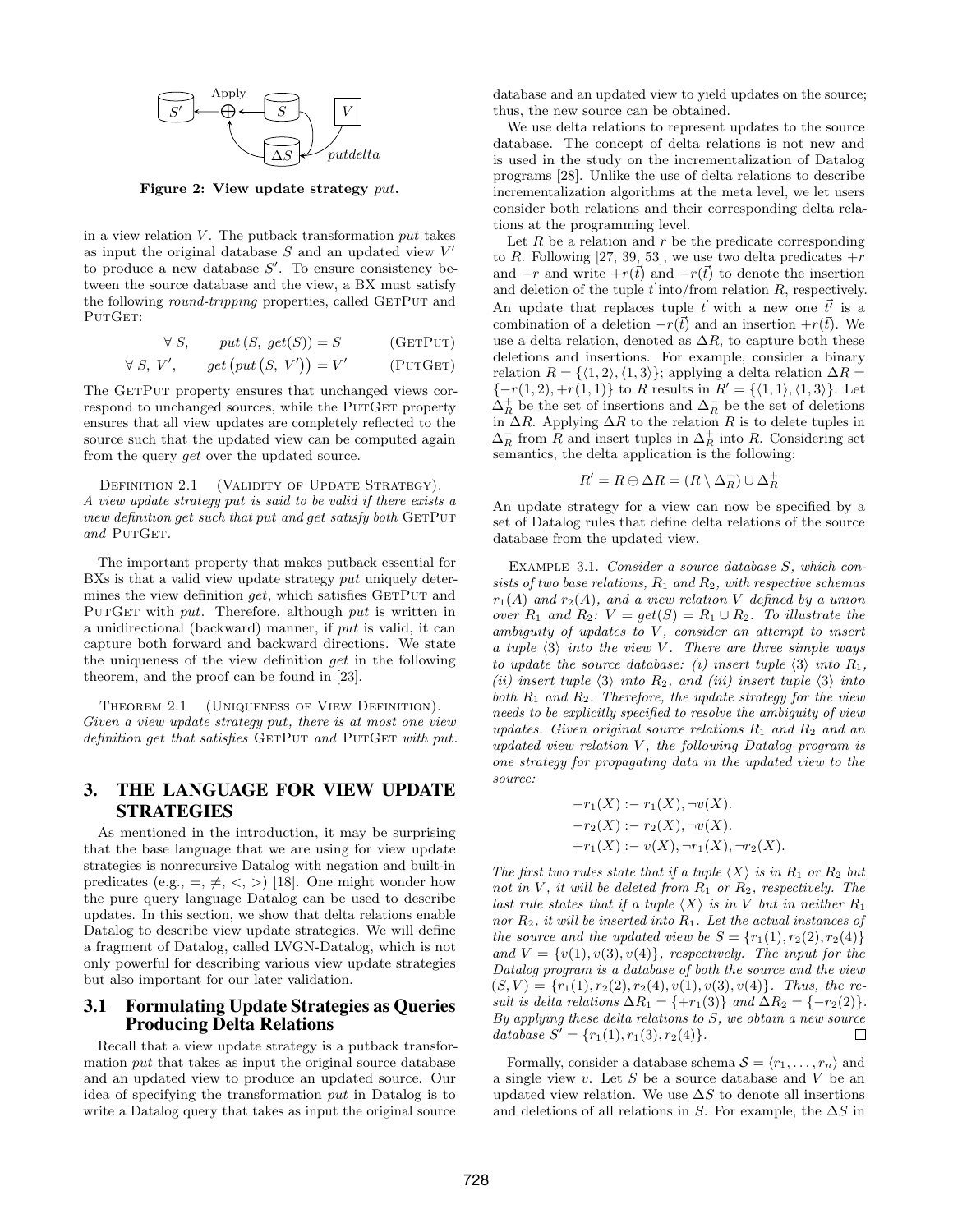Figure 2: View update strategy *put*.

in a view relation $V$. The putback transformation *put* takes as input the original database $S$ and an updated view $V'$ to produce a new database $S'$. To ensure consistency between the source database and the view, a BX must satisfy the following *round-tripping* properties, called GETPUT and PUTGET:

$$\forall\ S, \qquad put\,(S,\ get(S)) = S \qquad \text{(GETPUT)}$$

$$\forall\ S,\ V', \qquad get\,(put\,(S,\ V')) = V' \qquad \text{(PUTGET)}$$

The GETPUT property ensures that unchanged views correspond to unchanged sources, while the PUTGET property ensures that all view updates are completely reflected to the source such that the updated view can be computed again from the query *get* over the updated source.

DEFINITION 2.1 (VALIDITY OF UPDATE STRATEGY). *A view update strategy put is said to be valid if there exists a view definition get such that put and get satisfy both* GETPUT *and* PUTGET.

The important property that makes putback essential for BXs is that a valid view update strategy *put* uniquely determines the view definition *get*, which satisfies GETPUT and PUTGET with *put*. Therefore, although *put* is written in a unidirectional (backward) manner, if *put* is valid, it can capture both forward and backward directions. We state the uniqueness of the view definition *get* in the following theorem, and the proof can be found in [23].

THEOREM 2.1 (UNIQUENESS OF VIEW DEFINITION). *Given a view update strategy put, there is at most one view definition get that satisfies* GETPUT *and* PUTGET *with put.*

## 3. THE LANGUAGE FOR VIEW UPDATE STRATEGIES

As mentioned in the introduction, it may be surprising that the base language that we are using for view update strategies is nonrecursive Datalog with negation and built-in predicates (e.g., $=, \neq, <, >$) [18]. One might wonder how the pure query language Datalog can be used to describe updates. In this section, we show that delta relations enable Datalog to describe view update strategies. We will define a fragment of Datalog, called LVGN-Datalog, which is not only powerful for describing various view update strategies but also important for our later validation.

### 3.1 Formulating Update Strategies as Queries Producing Delta Relations

Recall that a view update strategy is a putback transformation *put* that takes as input the original source database and an updated view to produce an updated source. Our idea of specifying the transformation *put* in Datalog is to write a Datalog query that takes as input the original source database and an updated view to yield updates on the source; thus, the new source can be obtained.

We use delta relations to represent updates to the source database. The concept of delta relations is not new and is used in the study on the incrementalization of Datalog programs [28]. Unlike the use of delta relations to describe incrementalization algorithms at the meta level, we let users consider both relations and their corresponding delta relations at the programming level.

Let $R$ be a relation and $r$ be the predicate corresponding to $R$. Following [27, 39, 53], we use two delta predicates $+r$ and $-r$ and write $+r(\vec{t})$ and $-r(\vec{t})$ to denote the insertion and deletion of the tuple $\vec{t}$ into/from relation $R$, respectively. An update that replaces tuple $\vec{t}$ with a new one $\vec{t'}$ is a combination of a deletion $-r(\vec{t})$ and an insertion $+r(\vec{t})$. We use a delta relation, denoted as $\Delta R$, to capture both these deletions and insertions. For example, consider a binary relation $R = \{\langle 1, 2\rangle, \langle 1, 3\rangle\}$; applying a delta relation $\Delta R = \{-r(1, 2), +r(1, 1)\}$ to $R$ results in $R' = \{\langle 1, 1\rangle, \langle 1, 3\rangle\}$. Let $\Delta_R^+$ be the set of insertions and $\Delta_R^-$ be the set of deletions in $\Delta R$. Applying $\Delta R$ to the relation $R$ is to delete tuples in $\Delta_R^-$ from $R$ and insert tuples in $\Delta_R^+$ into $R$. Considering set semantics, the delta application is the following:

$$R' = R \oplus \Delta R = (R \setminus \Delta_R^-) \cup \Delta_R^+$$

An update strategy for a view can now be specified by a set of Datalog rules that define delta relations of the source database from the updated view.

EXAMPLE 3.1. *Consider a source database $S$, which consists of two base relations, $R_1$ and $R_2$, with respective schemas $r_1(A)$ and $r_2(A)$, and a view relation $V$ defined by a union over $R_1$ and $R_2$: $V = get(S) = R_1 \cup R_2$. To illustrate the ambiguity of updates to $V$, consider an attempt to insert a tuple $\langle 3\rangle$ into the view $V$. There are three simple ways to update the source database: (i) insert tuple $\langle 3\rangle$ into $R_1$, (ii) insert tuple $\langle 3\rangle$ into $R_2$, and (iii) insert tuple $\langle 3\rangle$ into both $R_1$ and $R_2$. Therefore, the update strategy for the view needs to be explicitly specified to resolve the ambiguity of view updates. Given original source relations $R_1$ and $R_2$ and an updated view relation $V$, the following Datalog program is one strategy for propagating data in the updated view to the source:*

$$-r_1(X) \coloneq r_1(X), \neg v(X).$$
$$-r_2(X) \coloneq r_2(X), \neg v(X).$$
$$+r_1(X) \coloneq v(X), \neg r_1(X), \neg r_2(X).$$

*The first two rules state that if a tuple $\langle X\rangle$ is in $R_1$ or $R_2$ but not in $V$, it will be deleted from $R_1$ or $R_2$, respectively. The last rule states that if a tuple $\langle X\rangle$ is in $V$ but in neither $R_1$ nor $R_2$, it will be inserted into $R_1$. Let the actual instances of the source and the updated view be $S = \{r_1(1), r_2(2), r_2(4)\}$ and $V = \{v(1), v(3), v(4)\}$, respectively. The input for the Datalog program is a database of both the source and the view $(S, V) = \{r_1(1), r_2(2), r_2(4), v(1), v(3), v(4)\}$. Thus, the result is delta relations $\Delta R_1 = \{+r_1(3)\}$ and $\Delta R_2 = \{-r_2(2)\}$. By applying these delta relations to $S$, we obtain a new source database $S' = \{r_1(1), r_1(3), r_2(4)\}$.* □

Formally, consider a database schema $\mathcal{S} = \langle r_1, \ldots, r_n\rangle$ and a single view $v$. Let $S$ be a source database and $V$ be an updated view relation. We use $\Delta S$ to denote all insertions and deletions of all relations in $S$. For example, the $\Delta S$ in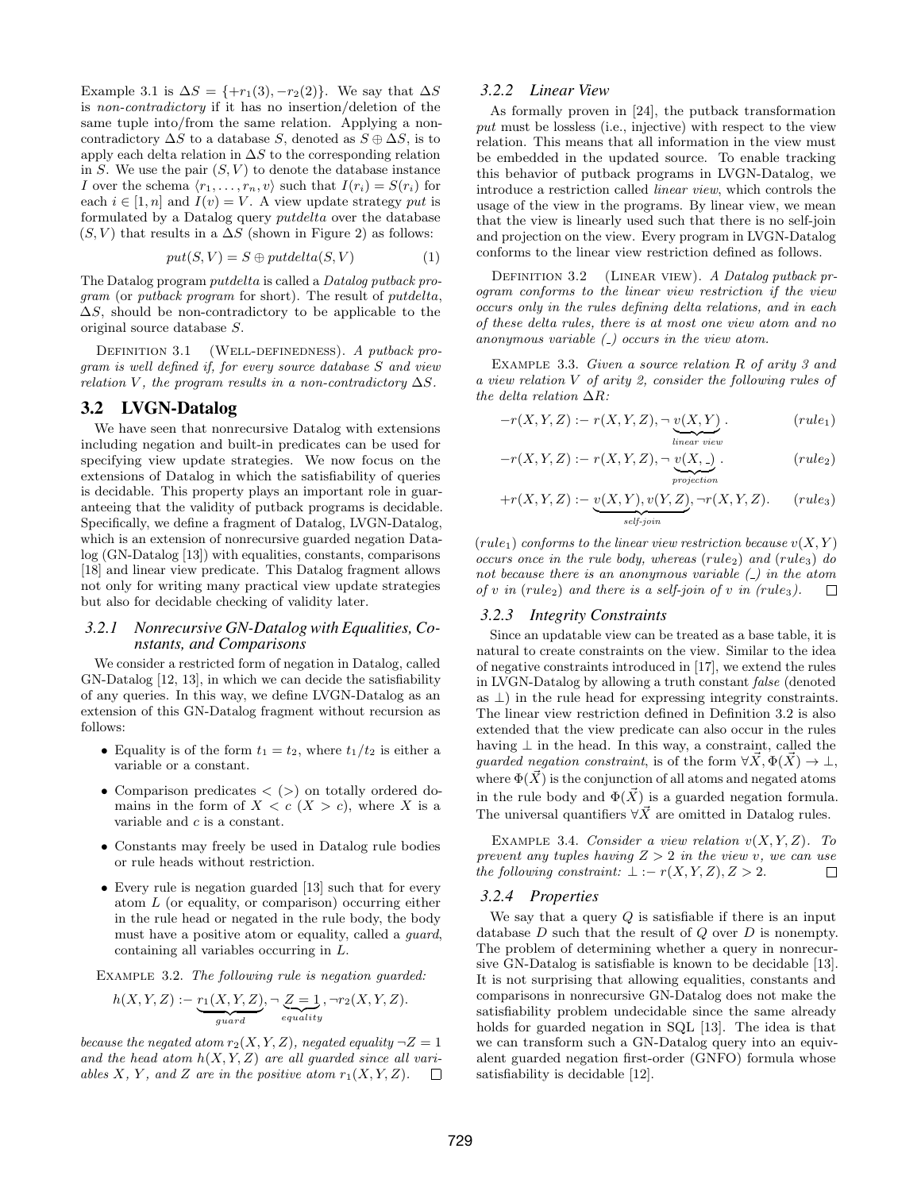Example 3.1 is $\Delta S = \{+r_1(3), -r_2(2)\}$. We say that $\Delta S$ is *non-contradictory* if it has no insertion/deletion of the same tuple into/from the same relation. Applying a non-contradictory $\Delta S$ to a database $S$, denoted as $S \oplus \Delta S$, is to apply each delta relation in $\Delta S$ to the corresponding relation in $S$. We use the pair $(S, V)$ to denote the database instance $I$ over the schema $\langle r_1, \ldots, r_n, v\rangle$ such that $I(r_i) = S(r_i)$ for each $i \in [1, n]$ and $I(v) = V$. A view update strategy *put* is formulated by a Datalog query *putdelta* over the database $(S, V)$ that results in a $\Delta S$ (shown in Figure 2) as follows:

$$put(S, V) = S \oplus putdelta(S, V) \tag{1}$$

The Datalog program *putdelta* is called a *Datalog putback program* (or *putback program* for short). The result of *putdelta*, $\Delta S$, should be non-contradictory to be applicable to the original source database $S$.

Definition 3.1 (Well-definedness). *A putback program is well defined if, for every source database $S$ and view relation $V$, the program results in a non-contradictory $\Delta S$.*

## 3.2 LVGN-Datalog

We have seen that nonrecursive Datalog with extensions including negation and built-in predicates can be used for specifying view update strategies. We now focus on the extensions of Datalog in which the satisfiability of queries is decidable. This property plays an important role in guaranteeing that the validity of putback programs is decidable. Specifically, we define a fragment of Datalog, LVGN-Datalog, which is an extension of nonrecursive guarded negation Datalog (GN-Datalog [13]) with equalities, constants, comparisons [18] and linear view predicate. This Datalog fragment allows not only for writing many practical view update strategies but also for decidable checking of validity later.

### 3.2.1 Nonrecursive GN-Datalog with Equalities, Constants, and Comparisons

We consider a restricted form of negation in Datalog, called GN-Datalog [12, 13], in which we can decide the satisfiability of any queries. In this way, we define LVGN-Datalog as an extension of this GN-Datalog fragment without recursion as follows:

- Equality is of the form $t_1 = t_2$, where $t_1/t_2$ is either a variable or a constant.
- Comparison predicates $<$ ($>$) on totally ordered domains in the form of $X < c$ ($X > c$), where $X$ is a variable and $c$ is a constant.
- Constants may freely be used in Datalog rule bodies or rule heads without restriction.
- Every rule is negation guarded [13] such that for every atom $L$ (or equality, or comparison) occurring either in the rule head or negated in the rule body, the body must have a positive atom or equality, called a *guard*, containing all variables occurring in $L$.

Example 3.2. *The following rule is negation guarded:*

$$h(X, Y, Z) \text{ :- } \underbrace{r_1(X, Y, Z)}_{guard}, \neg \underbrace{Z = 1}_{equality}, \neg r_2(X, Y, Z).$$

*because the negated atom $r_2(X, Y, Z)$, negated equality $\neg Z = 1$ and the head atom $h(X, Y, Z)$ are all guarded since all variables $X$, $Y$, and $Z$ are in the positive atom $r_1(X, Y, Z)$.* □

### 3.2.2 Linear View

As formally proven in [24], the putback transformation *put* must be lossless (i.e., injective) with respect to the view relation. This means that all information in the view must be embedded in the updated source. To enable tracking this behavior of putback programs in LVGN-Datalog, we introduce a restriction called *linear view*, which controls the usage of the view in the programs. By linear view, we mean that the view is linearly used such that there is no self-join and projection on the view. Every program in LVGN-Datalog conforms to the linear view restriction defined as follows.

Definition 3.2 (Linear view). *A Datalog putback program conforms to the linear view restriction if the view occurs only in the rules defining delta relations, and in each of these delta rules, there is at most one view atom and no anonymous variable (_) occurs in the view atom.*

Example 3.3. *Given a source relation $R$ of arity 3 and a view relation $V$ of arity 2, consider the following rules of the delta relation $\Delta R$:*

$$-r(X, Y, Z) \text{ :- } r(X, Y, Z), \neg \underbrace{v(X, Y)}_{linear\ view}. \tag{$rule_1$}$$

$$-r(X, Y, Z) \text{ :- } r(X, Y, Z), \neg \underbrace{v(X, \_)}_{projection}. \tag{$rule_2$}$$

$$+r(X, Y, Z) \text{ :- } \underbrace{v(X, Y), v(Y, Z)}_{self\text{-}join}, \neg r(X, Y, Z). \tag{$rule_3$}$$

*($rule_1$) conforms to the linear view restriction because $v(X, Y)$ occurs once in the rule body, whereas ($rule_2$) and ($rule_3$) do not because there is an anonymous variable (_) in the atom of $v$ in ($rule_2$) and there is a self-join of $v$ in ($rule_3$).* □

### 3.2.3 Integrity Constraints

Since an updatable view can be treated as a base table, it is natural to create constraints on the view. Similar to the idea of negative constraints introduced in [17], we extend the rules in LVGN-Datalog by allowing a truth constant *false* (denoted as $\bot$) in the rule head for expressing integrity constraints. The linear view restriction defined in Definition 3.2 is also extended that the view predicate can also occur in the rules having $\bot$ in the head. In this way, a constraint, called the *guarded negation constraint*, is of the form $\forall \vec{X}, \Phi(\vec{X}) \rightarrow \bot$, where $\Phi(\vec{X})$ is the conjunction of all atoms and negated atoms in the rule body and $\Phi(\vec{X})$ is a guarded negation formula. The universal quantifiers $\forall \vec{X}$ are omitted in Datalog rules.

Example 3.4. *Consider a view relation $v(X, Y, Z)$. To prevent any tuples having $Z > 2$ in the view $v$, we can use the following constraint: $\bot$ :- $r(X, Y, Z), Z > 2$.* □

### 3.2.4 Properties

We say that a query $Q$ is satisfiable if there is an input database $D$ such that the result of $Q$ over $D$ is nonempty. The problem of determining whether a query in nonrecursive GN-Datalog is satisfiable is known to be decidable [13]. It is not surprising that allowing equalities, constants and comparisons in nonrecursive GN-Datalog does not make the satisfiability problem undecidable since the same already holds for guarded negation in SQL [13]. The idea is that we can transform such a GN-Datalog query into an equivalent guarded negation first-order (GNFO) formula whose satisfiability is decidable [12].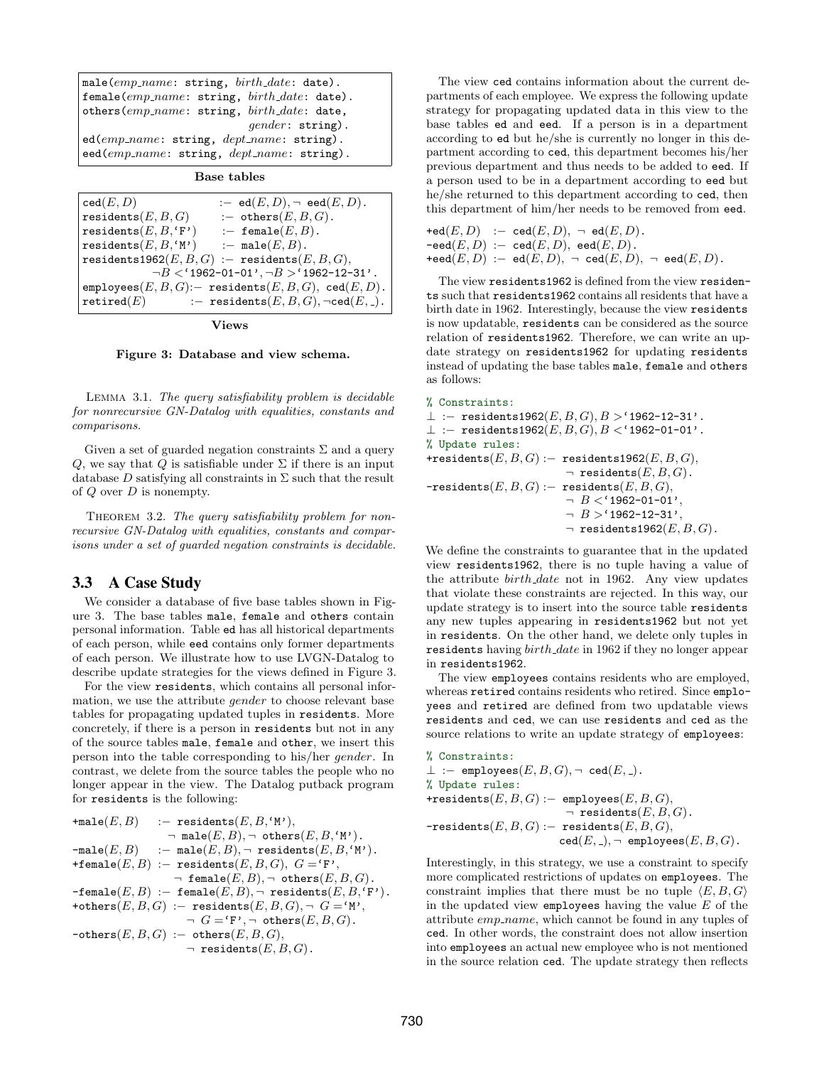```
male(emp_name: string, birth_date: date).
female(emp_name: string, birth_date: date).
others(emp_name: string, birth_date: date,
                              gender: string).
ed(emp_name: string, dept_name: string).
eed(emp_name: string, dept_name: string).
```

**Base tables**

```
ced(E, D)              :- ed(E, D), ¬ eed(E, D).
residents(E, B, G)     :- others(E, B, G).
residents(E, B, 'F')   :- female(E, B).
residents(E, B, 'M')   :- male(E, B).
residents1962(E, B, G) :- residents(E, B, G),
          ¬B < '1962-01-01', ¬B > '1962-12-31'.
employees(E, B, G) :- residents(E, B, G), ced(E, D).
retired(E)         :- residents(E, B, G), ¬ced(E, _).
```

**Views**

**Figure 3: Database and view schema.**

LEMMA 3.1. *The query satisfiability problem is decidable for nonrecursive GN-Datalog with equalities, constants and comparisons.*

Given a set of guarded negation constraints $\Sigma$ and a query $Q$, we say that $Q$ is satisfiable under $\Sigma$ if there is an input database $D$ satisfying all constraints in $\Sigma$ such that the result of $Q$ over $D$ is nonempty.

THEOREM 3.2. *The query satisfiability problem for nonrecursive GN-Datalog with equalities, constants and comparisons under a set of guarded negation constraints is decidable.*

## 3.3 A Case Study

We consider a database of five base tables shown in Figure 3. The base tables `male`, `female` and `others` contain personal information. Table `ed` has all historical departments of each person, while `eed` contains only former departments of each person. We illustrate how to use LVGN-Datalog to describe update strategies for the views defined in Figure 3.

For the view `residents`, which contains all personal information, we use the attribute *gender* to choose relevant base tables for propagating updated tuples in `residents`. More concretely, if there is a person in `residents` but not in any of the source tables `male`, `female` and `other`, we insert this person into the table corresponding to his/her *gender*. In contrast, we delete from the source tables the people who no longer appear in the view. The Datalog putback program for `residents` is the following:

```
+male(E, B)    :- residents(E, B, 'M'),
                    ¬ male(E, B), ¬ others(E, B, 'M').
-male(E, B)    :- male(E, B), ¬ residents(E, B, 'M').
+female(E, B)  :- residents(E, B, G), G = 'F',
                    ¬ female(E, B), ¬ others(E, B, G).
-female(E, B)  :- female(E, B), ¬ residents(E, B, 'F').
+others(E, B, G) :- residents(E, B, G), ¬ G = 'M',
                    ¬ G = 'F', ¬ others(E, B, G).
-others(E, B, G) :- others(E, B, G),
                    ¬ residents(E, B, G).
```

The view `ced` contains information about the current departments of each employee. We express the following update strategy for propagating updated data in this view to the base tables `ed` and `eed`. If a person is in a department according to `ed` but he/she is currently no longer in this department according to `ced`, this department becomes his/her previous department and thus needs to be added to `eed`. If a person used to be in a department according to `eed` but he/she returned to this department according to `ced`, then this department of him/her needs to be removed from `eed`.

```
+ed(E, D)  :- ced(E, D), ¬ ed(E, D).
-eed(E, D) :- ced(E, D), eed(E, D).
+eed(E, D) :- ed(E, D), ¬ ced(E, D), ¬ eed(E, D).
```

The view `residents1962` is defined from the view `residents` such that `residents1962` contains all residents that have a birth date in 1962. Interestingly, because the view `residents` is now updatable, `residents` can be considered as the source relation of `residents1962`. Therefore, we can write an update strategy on `residents1962` for updating `residents` instead of updating the base tables `male`, `female` and `others` as follows:

```
% Constraints:
⊥ :- residents1962(E, B, G), B > '1962-12-31'.
⊥ :- residents1962(E, B, G), B < '1962-01-01'.
% Update rules:
+residents(E, B, G) :- residents1962(E, B, G),
                        ¬ residents(E, B, G).
-residents(E, B, G) :- residents(E, B, G),
                        ¬ B < '1962-01-01',
                        ¬ B > '1962-12-31',
                        ¬ residents1962(E, B, G).
```

We define the constraints to guarantee that in the updated view `residents1962`, there is no tuple having a value of the attribute *birth_date* not in 1962. Any view updates that violate these constraints are rejected. In this way, our update strategy is to insert into the source table `residents` any new tuples appearing in `residents1962` but not yet in `residents`. On the other hand, we delete only tuples in `residents` having *birth_date* in 1962 if they no longer appear in `residents1962`.

The view `employees` contains residents who are employed, whereas `retired` contains residents who retired. Since `employees` and `retired` are defined from two updatable views `residents` and `ced`, we can use `residents` and `ced` as the source relations to write an update strategy of `employees`:

```
% Constraints:
⊥ :- employees(E, B, G), ¬ ced(E, _).
% Update rules:
+residents(E, B, G) :- employees(E, B, G),
                        ¬ residents(E, B, G).
-residents(E, B, G) :- residents(E, B, G),
                       ced(E, _), ¬ employees(E, B, G).
```

Interestingly, in this strategy, we use a constraint to specify more complicated restrictions of updates on `employees`. The constraint implies that there must be no tuple $\langle E, B, G \rangle$ in the updated view `employees` having the value $E$ of the attribute *emp_name*, which cannot be found in any tuples of `ced`. In other words, the constraint does not allow insertion into `employees` an actual new employee who is not mentioned in the source relation `ced`. The update strategy then reflects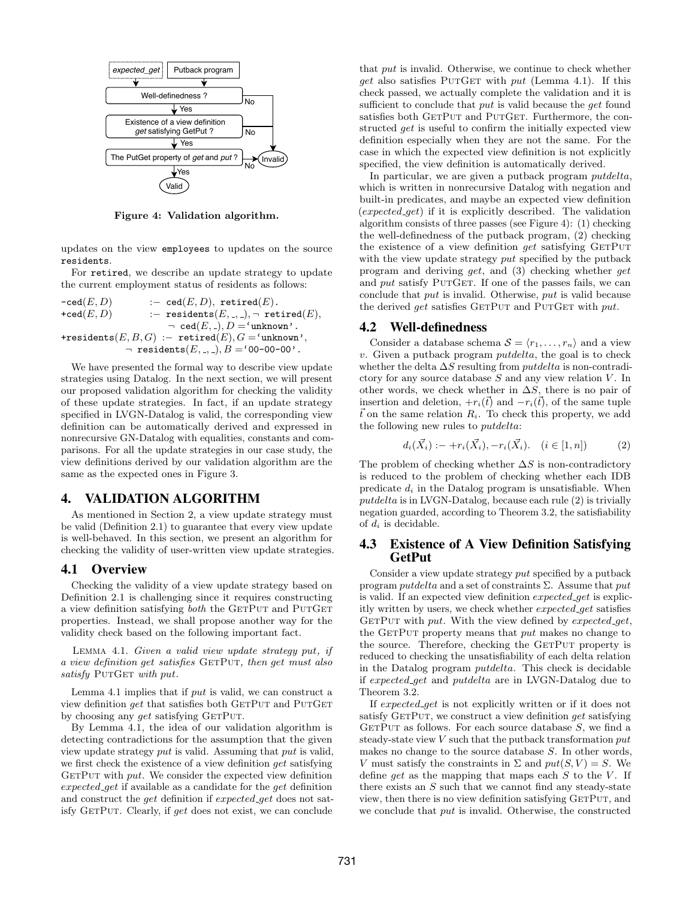Figure 4: Validation algorithm.

updates on the view `employees` to updates on the source `residents`.

For `retired`, we describe an update strategy to update the current employment status of residents as follows:

```
-ced(E, D)      :- ced(E, D), retired(E).
+ced(E, D)      :- residents(E, _, _), ¬ retired(E),
                   ¬ ced(E, _), D = 'unknown'.
+residents(E, B, G) :- retired(E), G = 'unknown',
                   ¬ residents(E, _, _), B = '00-00-00'.
```

We have presented the formal way to describe view update strategies using Datalog. In the next section, we will present our proposed validation algorithm for checking the validity of these update strategies. In fact, if an update strategy specified in LVGN-Datalog is valid, the corresponding view definition can be automatically derived and expressed in nonrecursive GN-Datalog with equalities, constants and comparisons. For all the update strategies in our case study, the view definitions derived by our validation algorithm are the same as the expected ones in Figure 3.

## 4. VALIDATION ALGORITHM

As mentioned in Section 2, a view update strategy must be valid (Definition 2.1) to guarantee that every view update is well-behaved. In this section, we present an algorithm for checking the validity of user-written view update strategies.

### 4.1 Overview

Checking the validity of a view update strategy based on Definition 2.1 is challenging since it requires constructing a view definition satisfying *both* the GetPut and PutGet properties. Instead, we shall propose another way for the validity check based on the following important fact.

Lemma 4.1. *Given a valid view update strategy put, if a view definition get satisfies* GetPut*, then get must also satisfy* PutGet *with put.*

Lemma 4.1 implies that if *put* is valid, we can construct a view definition *get* that satisfies both GetPut and PutGet by choosing any *get* satisfying GetPut.

By Lemma 4.1, the idea of our validation algorithm is detecting contradictions for the assumption that the given view update strategy *put* is valid. Assuming that *put* is valid, we first check the existence of a view definition *get* satisfying GetPut with *put*. We consider the expected view definition *expected_get* if available as a candidate for the *get* definition and construct the *get* definition if *expected_get* does not satisfy GetPut. Clearly, if *get* does not exist, we can conclude that *put* is invalid. Otherwise, we continue to check whether *get* also satisfies PutGet with *put* (Lemma 4.1). If this check passed, we actually complete the validation and it is sufficient to conclude that *put* is valid because the *get* found satisfies both GetPut and PutGet. Furthermore, the constructed *get* is useful to confirm the initially expected view definition especially when they are not the same. For the case in which the expected view definition is not explicitly specified, the view definition is automatically derived.

In particular, we are given a putback program *putdelta*, which is written in nonrecursive Datalog with negation and built-in predicates, and maybe an expected view definition (*expected_get*) if it is explicitly described. The validation algorithm consists of three passes (see Figure 4): (1) checking the well-definedness of the putback program, (2) checking the existence of a view definition *get* satisfying GetPut with the view update strategy *put* specified by the putback program and deriving *get*, and (3) checking whether *get* and *put* satisfy PutGet. If one of the passes fails, we can conclude that *put* is invalid. Otherwise, *put* is valid because the derived *get* satisfies GetPut and PutGet with *put*.

### 4.2 Well-definedness

Consider a database schema $\mathcal{S} = \langle r_1, \ldots, r_n \rangle$ and a view $v$. Given a putback program *putdelta*, the goal is to check whether the delta $\Delta S$ resulting from *putdelta* is non-contradictory for any source database $S$ and any view relation $V$. In other words, we check whether in $\Delta S$, there is no pair of insertion and deletion, $+r_i(\vec{t})$ and $-r_i(\vec{t})$, of the same tuple $\vec{t}$ on the same relation $R_i$. To check this property, we add the following new rules to *putdelta*:

$$d_i(\vec{X}_i) :- +r_i(\vec{X}_i), -r_i(\vec{X}_i). \quad (i \in [1, n]) \tag{2}$$

The problem of checking whether $\Delta S$ is non-contradictory is reduced to the problem of checking whether each IDB predicate $d_i$ in the Datalog program is unsatisfiable. When *putdelta* is in LVGN-Datalog, because each rule (2) is trivially negation guarded, according to Theorem 3.2, the satisfiability of $d_i$ is decidable.

### 4.3 Existence of A View Definition Satisfying GetPut

Consider a view update strategy *put* specified by a putback program *putdelta* and a set of constraints $\Sigma$. Assume that *put* is valid. If an expected view definition *expected_get* is explicitly written by users, we check whether *expected_get* satisfies GetPut with *put*. With the view defined by *expected_get*, the GetPut property means that *put* makes no change to the source. Therefore, checking the GetPut property is reduced to checking the unsatisfiability of each delta relation in the Datalog program *putdelta*. This check is decidable if *expected_get* and *putdelta* are in LVGN-Datalog due to Theorem 3.2.

If *expected_get* is not explicitly written or if it does not satisfy GetPut, we construct a view definition *get* satisfying GetPut as follows. For each source database $S$, we find a steady-state view $V$ such that the putback transformation *put* makes no change to the source database $S$. In other words, $V$ must satisfy the constraints in $\Sigma$ and $put(S, V) = S$. We define *get* as the mapping that maps each $S$ to the $V$. If there exists an $S$ such that we cannot find any steady-state view, then there is no view definition satisfying GetPut, and we conclude that *put* is invalid. Otherwise, the constructed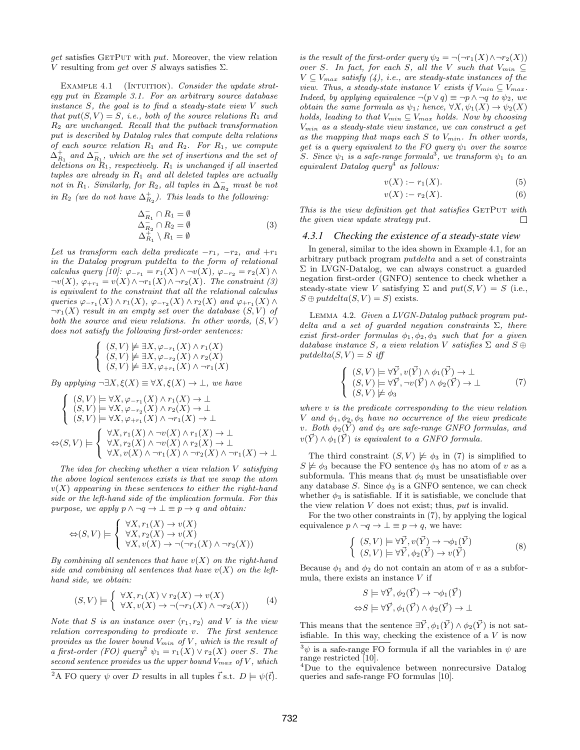*get* satisfies GetPut with *put*. Moreover, the view relation $V$ resulting from *get* over $S$ always satisfies $\Sigma$.

Example 4.1 (Intuition). *Consider the update strategy put in Example 3.1. For an arbitrary source database instance $S$, the goal is to find a steady-state view $V$ such that $put(S,V) = S$, i.e., both of the source relations $R_1$ and $R_2$ are unchanged. Recall that the putback transformation put is described by Datalog rules that compute delta relations of each source relation $R_1$ and $R_2$. For $R_1$, we compute $\Delta^+_{R_1}$ and $\Delta^-_{R_1}$, which are the set of insertions and the set of deletions on $R_1$, respectively. $R_1$ is unchanged if all inserted tuples are already in $R_1$ and all deleted tuples are actually not in $R_1$. Similarly, for $R_2$, all tuples in $\Delta^-_{R_2}$ must be not in $R_2$ (we do not have $\Delta^+_{R_2}$). This leads to the following:*

$$\begin{array}{l} \Delta^-_{R_1} \cap R_1 = \emptyset \\ \Delta^-_{R_2} \cap R_2 = \emptyset \\ \Delta^+_{R_1} \setminus R_1 = \emptyset \end{array} \tag{3}$$

*Let us transform each delta predicate $-r_1$, $-r_2$, and $+r_1$ in the Datalog program putdelta to the form of relational calculus query [10]: $\varphi_{-r_1} = r_1(X) \wedge \neg v(X)$, $\varphi_{-r_2} = r_2(X) \wedge \neg v(X)$, $\varphi_{+r_1} = v(X) \wedge \neg r_1(X) \wedge \neg r_2(X)$. The constraint (3) is equivalent to the constraint that all the relational calculus queries $\varphi_{-r_1}(X) \wedge r_1(X)$, $\varphi_{-r_2}(X) \wedge r_2(X)$ and $\varphi_{+r_1}(X) \wedge \neg r_1(X)$ result in an empty set over the database $(S,V)$ of both the source and view relations. In other words, $(S,V)$ does not satisfy the following first-order sentences:*

$$\left\{ \begin{array}{l} (S,V) \not\models \exists X, \varphi_{-r_1}(X) \wedge r_1(X) \\ (S,V) \not\models \exists X, \varphi_{-r_2}(X) \wedge r_2(X) \\ (S,V) \not\models \exists X, \varphi_{+r_1}(X) \wedge \neg r_1(X) \end{array} \right.$$

*By applying $\neg\exists X, \xi(X) \equiv \forall X, \xi(X) \rightarrow \bot$, we have*

$$\left\{ \begin{array}{l} (S,V) \models \forall X, \varphi_{-r_1}(X) \wedge r_1(X) \rightarrow \bot \\ (S,V) \models \forall X, \varphi_{-r_2}(X) \wedge r_2(X) \rightarrow \bot \\ (S,V) \models \forall X, \varphi_{+r_1}(X) \wedge \neg r_1(X) \rightarrow \bot \end{array} \right.$$

$$\Leftrightarrow (S,V) \models \left\{ \begin{array}{l} \forall X, r_1(X) \wedge \neg v(X) \wedge r_1(X) \rightarrow \bot \\ \forall X, r_2(X) \wedge \neg v(X) \wedge r_2(X) \rightarrow \bot \\ \forall X, v(X) \wedge \neg r_1(X) \wedge \neg r_2(X) \wedge \neg r_1(X) \rightarrow \bot \end{array} \right.$$

*The idea for checking whether a view relation $V$ satisfying the above logical sentences exists is that we swap the atom $v(X)$ appearing in these sentences to either the right-hand side or the left-hand side of the implication formula. For this purpose, we apply $p \wedge \neg q \rightarrow \bot \equiv p \rightarrow q$ and obtain:*

$$\Leftrightarrow (S,V) \models \left\{ \begin{array}{l} \forall X, r_1(X) \rightarrow v(X) \\ \forall X, r_2(X) \rightarrow v(X) \\ \forall X, v(X) \rightarrow \neg(\neg r_1(X) \wedge \neg r_2(X)) \end{array} \right.$$

*By combining all sentences that have $v(X)$ on the right-hand side and combining all sentences that have $v(X)$ on the left-hand side, we obtain:*

$$(S,V) \models \left\{ \begin{array}{l} \forall X, r_1(X) \vee r_2(X) \rightarrow v(X) \\ \forall X, v(X) \rightarrow \neg(\neg r_1(X) \wedge \neg r_2(X)) \end{array} \right. \tag{4}$$

*Note that $S$ is an instance over $\langle r_1, r_2 \rangle$ and $V$ is the view relation corresponding to predicate $v$. The first sentence provides us the lower bound $V_{min}$ of $V$, which is the result of a first-order (FO) query[2] $\psi_1 = r_1(X) \vee r_2(X)$ over $S$. The second sentence provides us the upper bound $V_{max}$ of $V$, which is the result of the first-order query $\psi_2 = \neg(\neg r_1(X) \wedge \neg r_2(X))$ over $S$. In fact, for each $S$, all the $V$ such that $V_{min} \subseteq V \subseteq V_{max}$ satisfy (4), i.e., are steady-state instances of the view. Thus, a steady-state instance $V$ exists if $V_{min} \subseteq V_{max}$. Indeed, by applying equivalence $\neg(p \vee q) \equiv \neg p \wedge \neg q$ to $\psi_2$, we obtain the same formula as $\psi_1$; hence, $\forall X, \psi_1(X) \rightarrow \psi_2(X)$ holds, leading to that $V_{min} \subseteq V_{max}$ holds. Now by choosing $V_{min}$ as a steady-state view instance, we can construct a get as the mapping that maps each $S$ to $V_{min}$. In other words, get is a query equivalent to the FO query $\psi_1$ over the source $S$. Since $\psi_1$ is a safe-range formula[3], we transform $\psi_1$ to an equivalent Datalog query[4] as follows:*

$$v(X) \text{ :- } r_1(X). \tag{5}$$

$$v(X) \text{ :- } r_2(X). \tag{6}$$

*This is the view definition get that satisfies* GetPut *with the given view update strategy put.* □

[2] A FO query $\psi$ over $D$ results in all tuples $\vec{t}$ s.t. $D \models \psi(\vec{t})$.

[3] $\psi$ is a safe-range FO formula if all the variables in $\psi$ are range restricted [10].

[4] Due to the equivalence between nonrecursive Datalog queries and safe-range FO formulas [10].

### 4.3.1 Checking the existence of a steady-state view

In general, similar to the idea shown in Example 4.1, for an arbitrary putback program *putdelta* and a set of constraints $\Sigma$ in LVGN-Datalog, we can always construct a guarded negation first-order (GNFO) sentence to check whether a steady-state view $V$ satisfying $\Sigma$ and $put(S,V) = S$ (i.e., $S \oplus putdelta(S,V) = S$) exists.

Lemma 4.2. *Given a LVGN-Datalog putback program putdelta and a set of guarded negation constraints $\Sigma$, there exist first-order formulas $\phi_1, \phi_2, \phi_3$ such that for a given database instance $S$, a view relation $V$ satisfies $\Sigma$ and $S \oplus putdelta(S,V) = S$ iff*

$$\left\{ \begin{array}{l} (S,V) \models \forall \vec{Y}, v(\vec{Y}) \wedge \phi_1(\vec{Y}) \rightarrow \bot \\ (S,V) \models \forall \vec{Y}, \neg v(\vec{Y}) \wedge \phi_2(\vec{Y}) \rightarrow \bot \\ (S,V) \not\models \phi_3 \end{array} \right. \tag{7}$$

*where $v$ is the predicate corresponding to the view relation $V$ and $\phi_1, \phi_2, \phi_3$ have no occurrence of the view predicate $v$. Both $\phi_2(\vec{Y})$ and $\phi_3$ are safe-range GNFO formulas, and $v(\vec{Y}) \wedge \phi_1(\vec{Y})$ is equivalent to a GNFO formula.*

The third constraint $(S,V) \not\models \phi_3$ in (7) is simplified to $S \not\models \phi_3$ because the FO sentence $\phi_3$ has no atom of $v$ as a subformula. This means that $\phi_3$ must be unsatisfiable over any database $S$. Since $\phi_3$ is a GNFO sentence, we can check whether $\phi_3$ is satisfiable. If it is satisfiable, we conclude that the view relation $V$ does not exist; thus, *put* is invalid.

For the two other constraints in (7), by applying the logical equivalence $p \wedge \neg q \rightarrow \bot \equiv p \rightarrow q$, we have:

$$\left\{ \begin{array}{l} (S,V) \models \forall \vec{Y}, v(\vec{Y}) \rightarrow \neg\phi_1(\vec{Y}) \\ (S,V) \models \forall \vec{Y}, \phi_2(\vec{Y}) \rightarrow v(\vec{Y}) \end{array} \right. \tag{8}$$

Because $\phi_1$ and $\phi_2$ do not contain an atom of $v$ as a subformula, there exists an instance $V$ if

$$S \models \forall \vec{Y}, \phi_2(\vec{Y}) \rightarrow \neg\phi_1(\vec{Y})$$

$$\Leftrightarrow S \models \forall \vec{Y}, \phi_1(\vec{Y}) \wedge \phi_2(\vec{Y}) \rightarrow \bot$$

This means that the sentence $\exists \vec{Y}, \phi_1(\vec{Y}) \wedge \phi_2(\vec{Y})$ is not satisfiable. In this way, checking the existence of a $V$ is now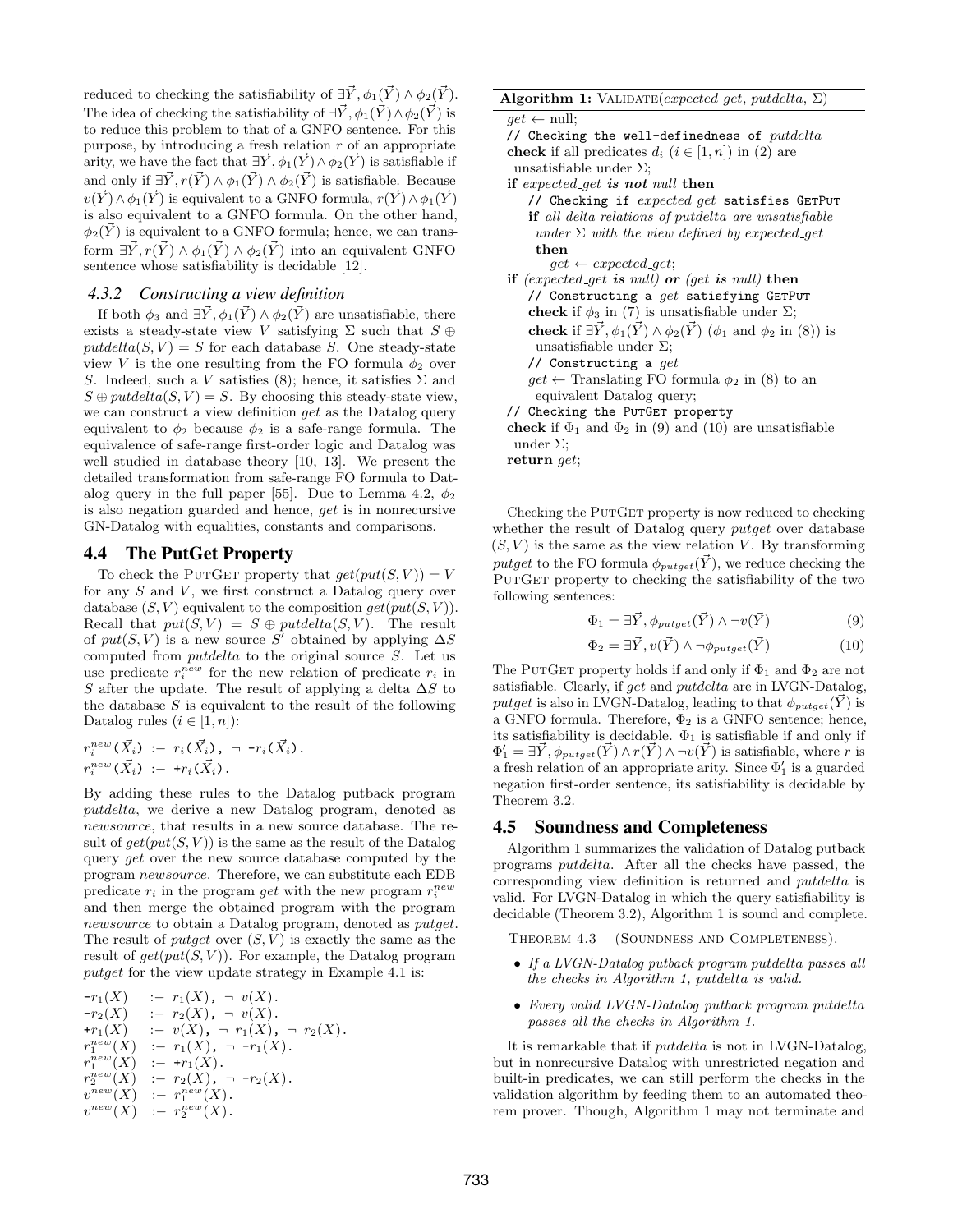reduced to checking the satisfiability of $\exists\vec{Y}, \phi_1(\vec{Y}) \wedge \phi_2(\vec{Y})$. The idea of checking the satisfiability of $\exists\vec{Y}, \phi_1(\vec{Y}) \wedge \phi_2(\vec{Y})$ is to reduce this problem to that of a GNFO sentence. For this purpose, by introducing a fresh relation $r$ of an appropriate arity, we have the fact that $\exists\vec{Y}, \phi_1(\vec{Y}) \wedge \phi_2(\vec{Y})$ is satisfiable if and only if $\exists\vec{Y}, r(\vec{Y}) \wedge \phi_1(\vec{Y}) \wedge \phi_2(\vec{Y})$ is satisfiable. Because $v(\vec{Y}) \wedge \phi_1(\vec{Y})$ is equivalent to a GNFO formula, $r(\vec{Y}) \wedge \phi_1(\vec{Y})$ is also equivalent to a GNFO formula. On the other hand, $\phi_2(\vec{Y})$ is equivalent to a GNFO formula; hence, we can transform $\exists\vec{Y}, r(\vec{Y}) \wedge \phi_1(\vec{Y}) \wedge \phi_2(\vec{Y})$ into an equivalent GNFO sentence whose satisfiability is decidable [12].

### 4.3.2 Constructing a view definition

If both $\phi_3$ and $\exists\vec{Y}, \phi_1(\vec{Y}) \wedge \phi_2(\vec{Y})$ are unsatisfiable, there exists a steady-state view $V$ satisfying $\Sigma$ such that $S \oplus putdelta(S, V) = S$ for each database $S$. One steady-state view $V$ is the one resulting from the FO formula $\phi_2$ over $S$. Indeed, such a $V$ satisfies (8); hence, it satisfies $\Sigma$ and $S \oplus putdelta(S, V) = S$. By choosing this steady-state view, we can construct a view definition *get* as the Datalog query equivalent to $\phi_2$ because $\phi_2$ is a safe-range formula. The equivalence of safe-range first-order logic and Datalog was well studied in database theory [10, 13]. We present the detailed transformation from safe-range FO formula to Datalog query in the full paper [55]. Due to Lemma 4.2, $\phi_2$ is also negation guarded and hence, *get* is in nonrecursive GN-Datalog with equalities, constants and comparisons.

## 4.4 The PutGet Property

To check the PutGet property that $get(put(S, V)) = V$ for any $S$ and $V$, we first construct a Datalog query over database $(S, V)$ equivalent to the composition $get(put(S, V))$. Recall that $put(S, V) = S \oplus putdelta(S, V)$. The result of $put(S, V)$ is a new source $S'$ obtained by applying $\Delta S$ computed from *putdelta* to the original source $S$. Let us use predicate $r_i^{new}$ for the new relation of predicate $r_i$ in $S$ after the update. The result of applying a delta $\Delta S$ to the database $S$ is equivalent to the result of the following Datalog rules ($i \in [1, n]$):

$r_i^{new}(\vec{X_i})$ :- $r_i(\vec{X_i})$, ¬ $-r_i(\vec{X_i})$.
$r_i^{new}(\vec{X_i})$ :- $+r_i(\vec{X_i})$.

By adding these rules to the Datalog putback program *putdelta*, we derive a new Datalog program, denoted as *newsource*, that results in a new source database. The result of $get(put(S, V))$ is the same as the result of the Datalog query *get* over the new source database computed by the program *newsource*. Therefore, we can substitute each EDB predicate $r_i$ in the program *get* with the new program $r_i^{new}$ and then merge the obtained program with the program *newsource* to obtain a Datalog program, denoted as *putget*. The result of *putget* over $(S, V)$ is exactly the same as the result of $get(put(S, V))$. For example, the Datalog program *putget* for the view update strategy in Example 4.1 is:

$-r_1(X)$ :- $r_1(X)$, ¬ $v(X)$.
$-r_2(X)$ :- $r_2(X)$, ¬ $v(X)$.
$+r_1(X)$ :- $v(X)$, ¬ $r_1(X)$, ¬ $r_2(X)$.
$r_1^{new}(X)$ :- $r_1(X)$, ¬ $-r_1(X)$.
$r_1^{new}(X)$ :- $+r_1(X)$.
$r_2^{new}(X)$ :- $r_2(X)$, ¬ $-r_2(X)$.
$v^{new}(X)$ :- $r_1^{new}(X)$.
$v^{new}(X)$ :- $r_2^{new}(X)$.

**Algorithm 1:** Validate(*expected_get*, *putdelta*, $\Sigma$)

```
get ← null;
// Checking the well-definedness of putdelta
check if all predicates d_i (i ∈ [1, n]) in (2) are
  unsatisfiable under Σ;
if expected_get is not null then
    // Checking if expected_get satisfies GetPut
    if all delta relations of putdelta are unsatisfiable
      under Σ with the view defined by expected_get
      then
        get ← expected_get;
if (expected_get is null) or (get is null) then
    // Constructing a get satisfying GetPut
    check if φ3 in (7) is unsatisfiable under Σ;
    check if ∃Y, φ1(Y) ∧ φ2(Y) (φ1 and φ2 in (8)) is
      unsatisfiable under Σ;
    // Constructing a get
    get ← Translating FO formula φ2 in (8) to an
      equivalent Datalog query;
// Checking the PutGet property
check if Φ1 and Φ2 in (9) and (10) are unsatisfiable
  under Σ;
return get;
```

Checking the PutGet property is now reduced to checking whether the result of Datalog query *putget* over database $(S, V)$ is the same as the view relation $V$. By transforming *putget* to the FO formula $\phi_{putget}(\vec{Y})$, we reduce checking the PutGet property to checking the satisfiability of the two following sentences:

$$\Phi_1 = \exists\vec{Y}, \phi_{putget}(\vec{Y}) \wedge \neg v(\vec{Y}) \quad (9)$$

$$\Phi_2 = \exists\vec{Y}, v(\vec{Y}) \wedge \neg \phi_{putget}(\vec{Y}) \quad (10)$$

The PutGet property holds if and only if $\Phi_1$ and $\Phi_2$ are not satisfiable. Clearly, if *get* and *putdelta* are in LVGN-Datalog, *putget* is also in LVGN-Datalog, leading to that $\phi_{putget}(\vec{Y})$ is a GNFO formula. Therefore, $\Phi_2$ is a GNFO sentence; hence, its satisfiability is decidable. $\Phi_1$ is satisfiable if and only if $\Phi_1' = \exists\vec{Y}, \phi_{putget}(\vec{Y}) \wedge r(\vec{Y}) \wedge \neg v(\vec{Y})$ is satisfiable, where $r$ is a fresh relation of an appropriate arity. Since $\Phi_1'$ is a guarded negation first-order sentence, its satisfiability is decidable by Theorem 3.2.

## 4.5 Soundness and Completeness

Algorithm 1 summarizes the validation of Datalog putback programs *putdelta*. After all the checks have passed, the corresponding view definition is returned and *putdelta* is valid. For LVGN-Datalog in which the query satisfiability is decidable (Theorem 3.2), Algorithm 1 is sound and complete.

Theorem 4.3 (Soundness and Completeness).

- *If a LVGN-Datalog putback program putdelta passes all the checks in Algorithm 1, putdelta is valid.*
- *Every valid LVGN-Datalog putback program putdelta passes all the checks in Algorithm 1.*

It is remarkable that if *putdelta* is not in LVGN-Datalog, but in nonrecursive Datalog with unrestricted negation and built-in predicates, we can still perform the checks in the validation algorithm by feeding them to an automated theorem prover. Though, Algorithm 1 may not terminate and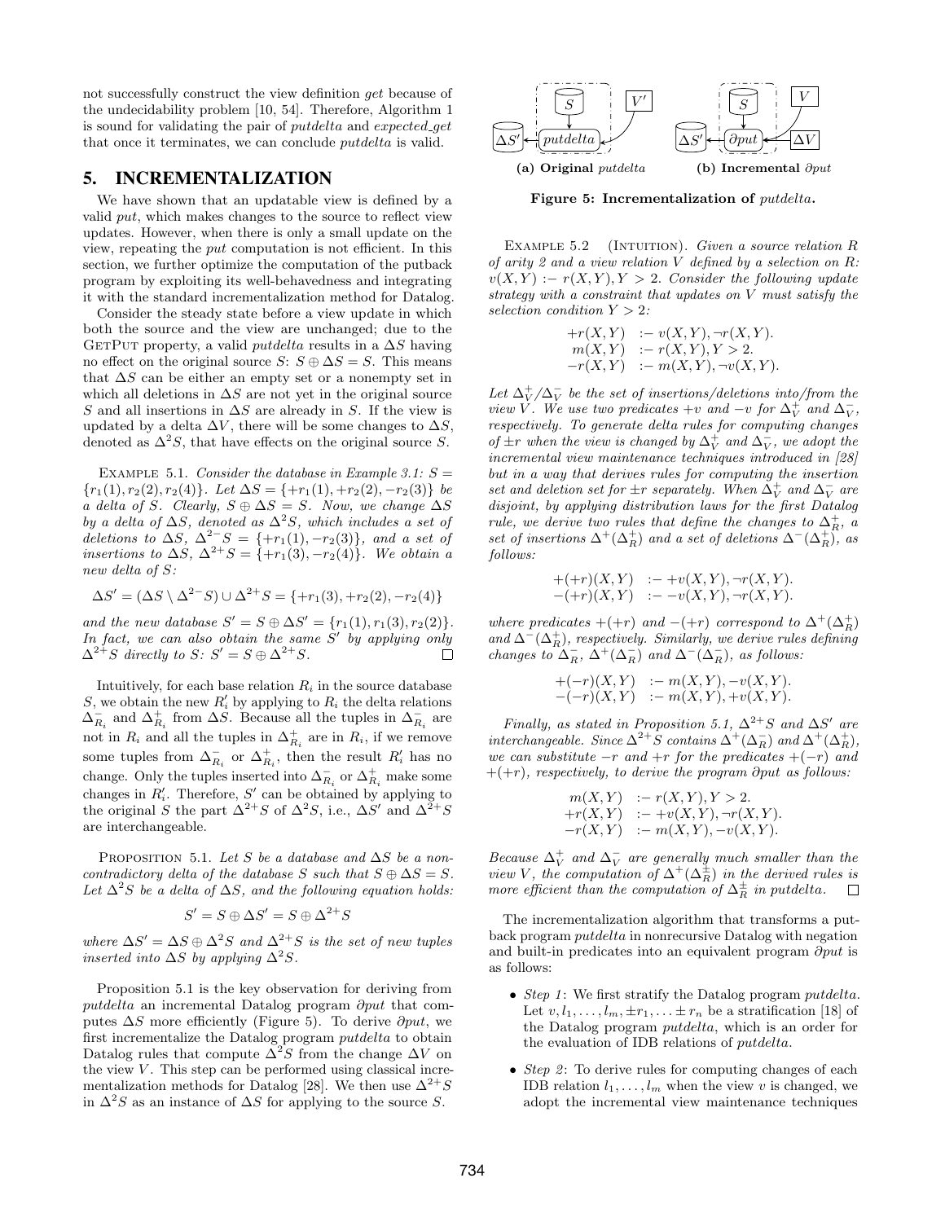not successfully construct the view definition *get* because of the undecidability problem [10, 54]. Therefore, Algorithm 1 is sound for validating the pair of *putdelta* and *expected_get* that once it terminates, we can conclude *putdelta* is valid.

## 5. INCREMENTALIZATION

We have shown that an updatable view is defined by a valid *put*, which makes changes to the source to reflect view updates. However, when there is only a small update on the view, repeating the *put* computation is not efficient. In this section, we further optimize the computation of the putback program by exploiting its well-behavedness and integrating it with the standard incrementalization method for Datalog.

Consider the steady state before a view update in which both the source and the view are unchanged; due to the GetPut property, a valid *putdelta* results in a $\Delta S$ having no effect on the original source $S$: $S \oplus \Delta S = S$. This means that $\Delta S$ can be either an empty set or a nonempty set in which all deletions in $\Delta S$ are not yet in the original source $S$ and all insertions in $\Delta S$ are already in $S$. If the view is updated by a delta $\Delta V$, there will be some changes to $\Delta S$, denoted as $\Delta^2 S$, that have effects on the original source $S$.

Example 5.1. *Consider the database in Example 3.1: $S = \{r_1(1), r_2(2), r_2(4)\}$. Let $\Delta S = \{+r_1(1), +r_2(2), -r_2(3)\}$ be a delta of $S$. Clearly, $S \oplus \Delta S = S$. Now, we change $\Delta S$ by a delta of $\Delta S$, denoted as $\Delta^2 S$, which includes a set of deletions to $\Delta S$, $\Delta^{2-} S = \{+r_1(1), -r_2(3)\}$, and a set of insertions to $\Delta S$, $\Delta^{2+} S = \{+r_1(3), -r_2(4)\}$. We obtain a new delta of $S$:*

$$\Delta S' = (\Delta S \setminus \Delta^{2-} S) \cup \Delta^{2+} S = \{+r_1(3), +r_2(2), -r_2(4)\}$$

*and the new database $S' = S \oplus \Delta S' = \{r_1(1), r_1(3), r_2(2)\}$. In fact, we can also obtain the same $S'$ by applying only $\Delta^{2+} S$ directly to $S$: $S' = S \oplus \Delta^{2+} S$.* □

Intuitively, for each base relation $R_i$ in the source database $S$, we obtain the new $R_i'$ by applying to $R_i$ the delta relations $\Delta^-_{R_i}$ and $\Delta^+_{R_i}$ from $\Delta S$. Because all the tuples in $\Delta^-_{R_i}$ are not in $R_i$ and all the tuples in $\Delta^+_{R_i}$ are in $R_i$, if we remove some tuples from $\Delta^-_{R_i}$ or $\Delta^+_{R_i}$, then the result $R_i'$ has no change. Only the tuples inserted into $\Delta^-_{R_i}$ or $\Delta^+_{R_i}$ make some changes in $R_i'$. Therefore, $S'$ can be obtained by applying to the original $S$ the part $\Delta^{2+} S$ of $\Delta^2 S$, i.e., $\Delta S'$ and $\Delta^{2+} S$ are interchangeable.

Proposition 5.1. *Let $S$ be a database and $\Delta S$ be a non-contradictory delta of the database $S$ such that $S \oplus \Delta S = S$. Let $\Delta^2 S$ be a delta of $\Delta S$, and the following equation holds:*

$$S' = S \oplus \Delta S' = S \oplus \Delta^{2+} S$$

*where $\Delta S' = \Delta S \oplus \Delta^2 S$ and $\Delta^{2+} S$ is the set of new tuples inserted into $\Delta S$ by applying $\Delta^2 S$.*

Proposition 5.1 is the key observation for deriving from *putdelta* an incremental Datalog program $\partial put$ that computes $\Delta S$ more efficiently (Figure 5). To derive $\partial put$, we first incrementalize the Datalog program *putdelta* to obtain Datalog rules that compute $\Delta^2 S$ from the change $\Delta V$ on the view $V$. This step can be performed using classical incrementalization methods for Datalog [28]. We then use $\Delta^{2+} S$ in $\Delta^2 S$ as an instance of $\Delta S$ for applying to the source $S$.

(a) Original *putdelta* (b) Incremental $\partial put$

**Figure 5: Incrementalization of *putdelta*.**

Example 5.2 (Intuition). *Given a source relation $R$ of arity 2 and a view relation $V$ defined by a selection on $R$: $v(X, Y)$ :- $r(X, Y), Y > 2$. Consider the following update strategy with a constraint that updates on $V$ must satisfy the selection condition $Y > 2$:*

$$\begin{aligned}
+r(X, Y) &\ \text{:-}\ v(X, Y), \neg r(X, Y).\\
m(X, Y) &\ \text{:-}\ r(X, Y), Y > 2.\\
-r(X, Y) &\ \text{:-}\ m(X, Y), \neg v(X, Y).
\end{aligned}$$

*Let $\Delta^+_V/\Delta^-_V$ be the set of insertions/deletions into/from the view $V$. We use two predicates $+v$ and $-v$ for $\Delta^+_V$ and $\Delta^-_V$, respectively. To generate delta rules for computing changes of $\pm r$ when the view is changed by $\Delta^+_V$ and $\Delta^-_V$, we adopt the incremental view maintenance techniques introduced in [28] but in a way that derives rules for computing the insertion set and deletion set for $\pm r$ separately. When $\Delta^+_V$ and $\Delta^-_V$ are disjoint, by applying distribution laws for the first Datalog rule, we derive two rules that define the changes to $\Delta^+_R$, a set of insertions $\Delta^+(\Delta^+_R)$ and a set of deletions $\Delta^-(\Delta^+_R)$, as follows:*

$$\begin{aligned}
+(+r)(X, Y) &\ \text{:-}\ +v(X, Y), \neg r(X, Y).\\
-(+r)(X, Y) &\ \text{:-}\ -v(X, Y), \neg r(X, Y).
\end{aligned}$$

*where predicates $+(+r)$ and $-(+r)$ correspond to $\Delta^+(\Delta^+_R)$ and $\Delta^-(\Delta^+_R)$, respectively. Similarly, we derive rules defining changes to $\Delta^-_R$, $\Delta^+(\Delta^-_R)$ and $\Delta^-(\Delta^-_R)$, as follows:*

$$\begin{aligned}
+(-r)(X, Y) &\ \text{:-}\ m(X, Y), -v(X, Y).\\
-(-r)(X, Y) &\ \text{:-}\ m(X, Y), +v(X, Y).
\end{aligned}$$

*Finally, as stated in Proposition 5.1, $\Delta^{2+} S$ and $\Delta S'$ are interchangeable. Since $\Delta^{2+} S$ contains $\Delta^+(\Delta^-_R)$ and $\Delta^+(\Delta^+_R)$, we can substitute $-r$ and $+r$ for the predicates $+(-r)$ and $+(+r)$, respectively, to derive the program $\partial put$ as follows:*

$$\begin{aligned}
m(X, Y) &\ \text{:-}\ r(X, Y), Y > 2.\\
+r(X, Y) &\ \text{:-}\ +v(X, Y), \neg r(X, Y).\\
-r(X, Y) &\ \text{:-}\ m(X, Y), -v(X, Y).
\end{aligned}$$

*Because $\Delta^+_V$ and $\Delta^-_V$ are generally much smaller than the view $V$, the computation of $\Delta^+(\Delta^\pm_R)$ in the derived rules is more efficient than the computation of $\Delta^\pm_R$ in putdelta.* □

The incrementalization algorithm that transforms a putback program *putdelta* in nonrecursive Datalog with negation and built-in predicates into an equivalent program $\partial put$ is as follows:

- *Step 1*: We first stratify the Datalog program *putdelta*. Let $v, l_1, \ldots, l_m, \pm r_1, \ldots \pm r_n$ be a stratification [18] of the Datalog program *putdelta*, which is an order for the evaluation of IDB relations of *putdelta*.
- *Step 2*: To derive rules for computing changes of each IDB relation $l_1, \ldots, l_m$ when the view $v$ is changed, we adopt the incremental view maintenance techniques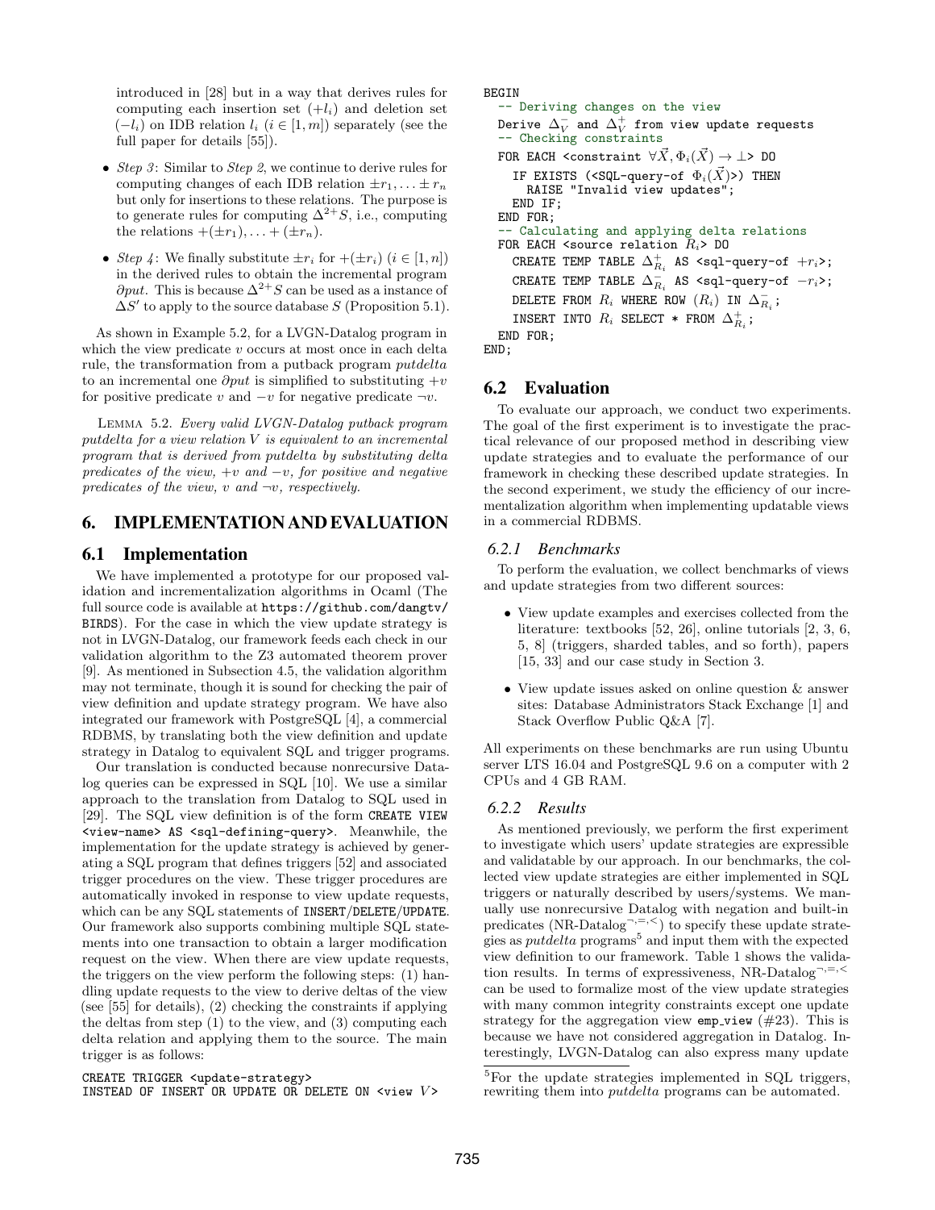introduced in [28] but in a way that derives rules for computing each insertion set ($+l_i$) and deletion set ($-l_i$) on IDB relation $l_i$ ($i \in [1, m]$) separately (see the full paper for details [55]).

- *Step 3*: Similar to *Step 2*, we continue to derive rules for computing changes of each IDB relation $\pm r_1, \ldots \pm r_n$ but only for insertions to these relations. The purpose is to generate rules for computing $\Delta^{2+}S$, i.e., computing the relations $+(\pm r_1), \ldots +(\pm r_n)$.
- *Step 4*: We finally substitute $\pm r_i$ for $+(\pm r_i)$ ($i \in [1, n]$) in the derived rules to obtain the incremental program $\partial put$. This is because $\Delta^{2+}S$ can be used as a instance of $\Delta S'$ to apply to the source database $S$ (Proposition 5.1).

As shown in Example 5.2, for a LVGN-Datalog program in which the view predicate $v$ occurs at most once in each delta rule, the transformation from a putback program *putdelta* to an incremental one $\partial put$ is simplified to substituting $+v$ for positive predicate $v$ and $-v$ for negative predicate $\neg v$.

LEMMA 5.2. *Every valid LVGN-Datalog putback program putdelta for a view relation $V$ is equivalent to an incremental program that is derived from putdelta by substituting delta predicates of the view, $+v$ and $-v$, for positive and negative predicates of the view, $v$ and $\neg v$, respectively.*

## 6. IMPLEMENTATION AND EVALUATION

### 6.1 Implementation

We have implemented a prototype for our proposed validation and incrementalization algorithms in Ocaml (The full source code is available at `https://github.com/dangtv/BIRDS`). For the case in which the view update strategy is not in LVGN-Datalog, our framework feeds each check in our validation algorithm to the Z3 automated theorem prover [9]. As mentioned in Subsection 4.5, the validation algorithm may not terminate, though it is sound for checking the pair of view definition and update strategy program. We have also integrated our framework with PostgreSQL [4], a commercial RDBMS, by translating both the view definition and update strategy in Datalog to equivalent SQL and trigger programs.

Our translation is conducted because nonrecursive Datalog queries can be expressed in SQL [10]. We use a similar approach to the translation from Datalog to SQL used in [29]. The SQL view definition is of the form `CREATE VIEW <view-name> AS <sql-defining-query>`. Meanwhile, the implementation for the update strategy is achieved by generating a SQL program that defines triggers [52] and associated trigger procedures on the view. These trigger procedures are automatically invoked in response to view update requests, which can be any SQL statements of `INSERT`/`DELETE`/`UPDATE`. Our framework also supports combining multiple SQL statements into one transaction to obtain a larger modification request on the view. When there are view update requests, the triggers on the view perform the following steps: (1) handling update requests to the view to derive deltas of the view (see [55] for details), (2) checking the constraints if applying the deltas from step (1) to the view, and (3) computing each delta relation and applying them to the source. The main trigger is as follows:

```
CREATE TRIGGER <update-strategy>
INSTEAD OF INSERT OR UPDATE OR DELETE ON <view V>
BEGIN
  -- Deriving changes on the view
  Derive Δ⁻_V and Δ⁺_V from view update requests
  -- Checking constraints
  FOR EACH <constraint ∀X⃗, Φ_i(X⃗) → ⊥> DO
    IF EXISTS (<SQL-query-of Φ_i(X⃗)>) THEN
      RAISE "Invalid view updates";
    END IF;
  END FOR;
  -- Calculating and applying delta relations
  FOR EACH <source relation R_i> DO
    CREATE TEMP TABLE Δ⁺_{R_i} AS <sql-query-of +r_i>;
    CREATE TEMP TABLE Δ⁻_{R_i} AS <sql-query-of −r_i>;
    DELETE FROM R_i WHERE ROW (R_i) IN Δ⁻_{R_i};
    INSERT INTO R_i SELECT * FROM Δ⁺_{R_i};
  END FOR;
END;
```

### 6.2 Evaluation

To evaluate our approach, we conduct two experiments. The goal of the first experiment is to investigate the practical relevance of our proposed method in describing view update strategies and to evaluate the performance of our framework in checking these described update strategies. In the second experiment, we study the efficiency of our incrementalization algorithm when implementing updatable views in a commercial RDBMS.

#### 6.2.1 Benchmarks

To perform the evaluation, we collect benchmarks of views and update strategies from two different sources:

- View update examples and exercises collected from the literature: textbooks [52, 26], online tutorials [2, 3, 6, 5, 8] (triggers, sharded tables, and so forth), papers [15, 33] and our case study in Section 3.
- View update issues asked on online question & answer sites: Database Administrators Stack Exchange [1] and Stack Overflow Public Q&A [7].

All experiments on these benchmarks are run using Ubuntu server LTS 16.04 and PostgreSQL 9.6 on a computer with 2 CPUs and 4 GB RAM.

#### 6.2.2 Results

As mentioned previously, we perform the first experiment to investigate which users' update strategies are expressible and validatable by our approach. In our benchmarks, the collected view update strategies are either implemented in SQL triggers or naturally described by users/systems. We manually use nonrecursive Datalog with negation and built-in predicates (NR-Datalog$^{\neg,=,<}$) to specify these update strategies as *putdelta* programs[5] and input them with the expected view definition to our framework. Table 1 shows the validation results. In terms of expressiveness, NR-Datalog$^{\neg,=,<}$ can be used to formalize most of the view update strategies with many common integrity constraints except one update strategy for the aggregation view `emp_view` (#23). This is because we have not considered aggregation in Datalog. Interestingly, LVGN-Datalog can also express many update

[5] For the update strategies implemented in SQL triggers, rewriting them into *putdelta* programs can be automated.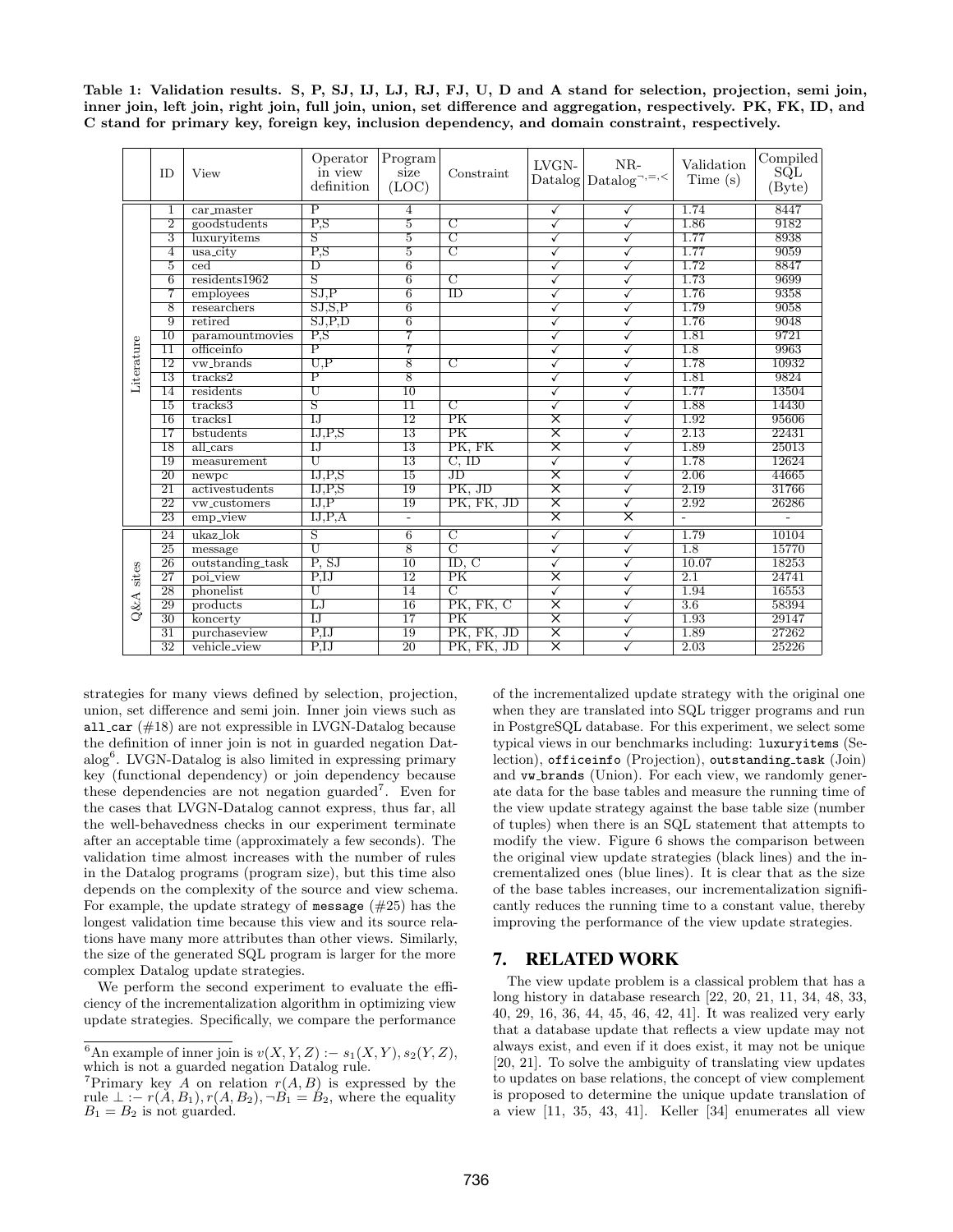**Table 1: Validation results. S, P, SJ, IJ, LJ, RJ, FJ, U, D and A stand for selection, projection, semi join, inner join, left join, right join, full join, union, set difference and aggregation, respectively. PK, FK, ID, and C stand for primary key, foreign key, inclusion dependency, and domain constraint, respectively.**

| | ID | View | Operator in view definition | Program size (LOC) | Constraint | LVGN-Datalog | NR-Datalog$^{\neg,=,<}$ | Validation Time (s) | Compiled SQL (Byte) |
|---|---|---|---|---|---|---|---|---|---|
| Literature | 1 | car_master | P | 4 | | ✓ | ✓ | 1.74 | 8447 |
| | 2 | goodstudents | P,S | 5 | C | ✓ | ✓ | 1.86 | 9182 |
| | 3 | luxuryitems | S | 5 | C | ✓ | ✓ | 1.77 | 8938 |
| | 4 | usa_city | P,S | 5 | C | ✓ | ✓ | 1.77 | 9059 |
| | 5 | ced | D | 6 | | ✓ | ✓ | 1.72 | 8847 |
| | 6 | residents1962 | S | 6 | C | ✓ | ✓ | 1.73 | 9699 |
| | 7 | employees | SJ,P | 6 | ID | ✓ | ✓ | 1.76 | 9358 |
| | 8 | researchers | SJ,S,P | 6 | | ✓ | ✓ | 1.79 | 9058 |
| | 9 | retired | SJ,P,D | 6 | | ✓ | ✓ | 1.76 | 9048 |
| | 10 | paramountmovies | P,S | 7 | | ✓ | ✓ | 1.81 | 9721 |
| | 11 | officeinfo | P | 7 | | ✓ | ✓ | 1.8 | 9963 |
| | 12 | vw_brands | U,P | 8 | C | ✓ | ✓ | 1.78 | 10932 |
| | 13 | tracks2 | P | 8 | | ✓ | ✓ | 1.81 | 9824 |
| | 14 | residents | U | 10 | | ✓ | ✓ | 1.77 | 13504 |
| | 15 | tracks3 | S | 11 | C | ✓ | ✓ | 1.88 | 14430 |
| | 16 | tracks1 | IJ | 12 | PK | ✗ | ✓ | 1.92 | 95606 |
| | 17 | bstudents | IJ,P,S | 13 | PK | ✗ | ✓ | 2.13 | 22431 |
| | 18 | all_cars | IJ | 13 | PK, FK | ✗ | ✓ | 1.89 | 25013 |
| | 19 | measurement | U | 13 | C, ID | ✓ | ✓ | 1.78 | 12624 |
| | 20 | newpc | IJ,P,S | 15 | JD | ✗ | ✓ | 2.06 | 44665 |
| | 21 | activestudents | IJ,P,S | 19 | PK, JD | ✗ | ✓ | 2.19 | 31766 |
| | 22 | vw_customers | IJ,P | 19 | PK, FK, JD | ✗ | ✓ | 2.92 | 26286 |
| | 23 | emp_view | IJ,P,A | - | | ✗ | ✗ | - | - |
| Q&A sites | 24 | ukaz_lok | S | 6 | C | ✓ | ✓ | 1.79 | 10104 |
| | 25 | message | U | 8 | C | ✓ | ✓ | 1.8 | 15770 |
| | 26 | outstanding_task | P, SJ | 10 | ID, C | ✓ | ✓ | 10.07 | 18253 |
| | 27 | poi_view | P,IJ | 12 | PK | ✗ | ✓ | 2.1 | 24741 |
| | 28 | phonelist | U | 14 | C | ✓ | ✓ | 1.94 | 16553 |
| | 29 | products | LJ | 16 | PK, FK, C | ✗ | ✓ | 3.6 | 58394 |
| | 30 | koncerty | IJ | 17 | PK | ✗ | ✓ | 1.93 | 29147 |
| | 31 | purchaseview | P,IJ | 19 | PK, FK, JD | ✗ | ✓ | 1.89 | 27262 |
| | 32 | vehicle_view | P,IJ | 20 | PK, FK, JD | ✗ | ✓ | 2.03 | 25226 |

strategies for many views defined by selection, projection, union, set difference and semi join. Inner join views such as `all_car` (#18) are not expressible in LVGN-Datalog because the definition of inner join is not in guarded negation Datalog[6]. LVGN-Datalog is also limited in expressing primary key (functional dependency) or join dependency because these dependencies are not negation guarded[7]. Even for the cases that LVGN-Datalog cannot express, thus far, all the well-behavedness checks in our experiment terminate after an acceptable time (approximately a few seconds). The validation time almost increases with the number of rules in the Datalog programs (program size), but this time also depends on the complexity of the source and view schema. For example, the update strategy of `message` (#25) has the longest validation time because this view and its source relations have many more attributes than other views. Similarly, the size of the generated SQL program is larger for the more complex Datalog update strategies.

We perform the second experiment to evaluate the efficiency of the incrementalization algorithm in optimizing view update strategies. Specifically, we compare the performance of the incrementalized update strategy with the original one when they are translated into SQL trigger programs and run in PostgreSQL database. For this experiment, we select some typical views in our benchmarks including: `luxuryitems` (Selection), `officeinfo` (Projection), `outstanding_task` (Join) and `vw_brands` (Union). For each view, we randomly generate data for the base tables and measure the running time of the view update strategy against the base table size (number of tuples) when there is an SQL statement that attempts to modify the view. Figure 6 shows the comparison between the original view update strategies (black lines) and the incrementalized ones (blue lines). It is clear that as the size of the base tables increases, our incrementalization significantly reduces the running time to a constant value, thereby improving the performance of the view update strategies.

## 7. RELATED WORK

The view update problem is a classical problem that has a long history in database research [22, 20, 21, 11, 34, 48, 33, 40, 29, 16, 36, 44, 45, 46, 42, 41]. It was realized very early that a database update that reflects a view update may not always exist, and even if it does exist, it may not be unique [20, 21]. To solve the ambiguity of translating view updates to updates on base relations, the concept of view complement is proposed to determine the unique update translation of a view [11, 35, 43, 41]. Keller [34] enumerates all view

---

[6] An example of inner join is $v(X, Y, Z) :- s_1(X, Y), s_2(Y, Z)$, which is not a guarded negation Datalog rule.

[7] Primary key $A$ on relation $r(A, B)$ is expressed by the rule $\bot :- r(A, B_1), r(A, B_2), \neg B_1 = B_2$, where the equality $B_1 = B_2$ is not guarded.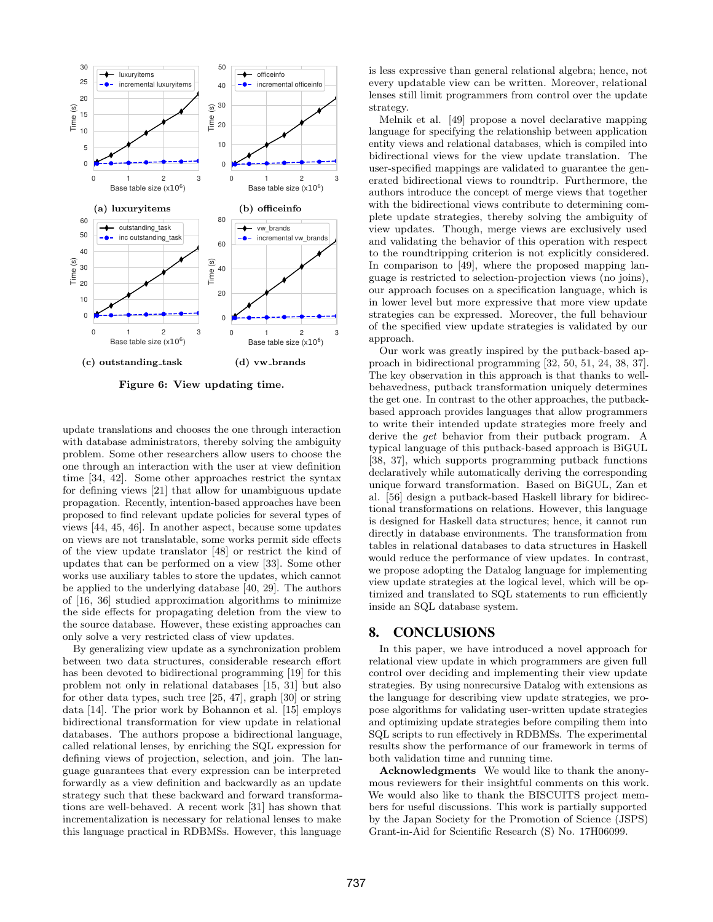Figure 6: View updating time.

(a) luxuryitems

(b) officeinfo

(c) outstanding_task

(d) vw_brands

update translations and chooses the one through interaction with database administrators, thereby solving the ambiguity problem. Some other researchers allow users to choose the one through an interaction with the user at view definition time [34, 42]. Some other approaches restrict the syntax for defining views [21] that allow for unambiguous update propagation. Recently, intention-based approaches have been proposed to find relevant update policies for several types of views [44, 45, 46]. In another aspect, because some updates on views are not translatable, some works permit side effects of the view update translator [48] or restrict the kind of updates that can be performed on a view [33]. Some other works use auxiliary tables to store the updates, which cannot be applied to the underlying database [40, 29]. The authors of [16, 36] studied approximation algorithms to minimize the side effects for propagating deletion from the view to the source database. However, these existing approaches can only solve a very restricted class of view updates.

By generalizing view update as a synchronization problem between two data structures, considerable research effort has been devoted to bidirectional programming [19] for this problem not only in relational databases [15, 31] but also for other data types, such tree [25, 47], graph [30] or string data [14]. The prior work by Bohannon et al. [15] employs bidirectional transformation for view update in relational databases. The authors propose a bidirectional language, called relational lenses, by enriching the SQL expression for defining views of projection, selection, and join. The language guarantees that every expression can be interpreted forwardly as a view definition and backwardly as an update strategy such that these backward and forward transformations are well-behaved. A recent work [31] has shown that incrementalization is necessary for relational lenses to make this language practical in RDBMSs. However, this language is less expressive than general relational algebra; hence, not every updatable view can be written. Moreover, relational lenses still limit programmers from control over the update strategy.

Melnik et al. [49] propose a novel declarative mapping language for specifying the relationship between application entity views and relational databases, which is compiled into bidirectional views for the view update translation. The user-specified mappings are validated to guarantee the generated bidirectional views to roundtrip. Furthermore, the authors introduce the concept of merge views that together with the bidirectional views contribute to determining complete update strategies, thereby solving the ambiguity of view updates. Though, merge views are exclusively used and validating the behavior of this operation with respect to the roundtripping criterion is not explicitly considered. In comparison to [49], where the proposed mapping language is restricted to selection-projection views (no joins), our approach focuses on a specification language, which is in lower level but more expressive that more view update strategies can be expressed. Moreover, the full behaviour of the specified view update strategies is validated by our approach.

Our work was greatly inspired by the putback-based approach in bidirectional programming [32, 50, 51, 24, 38, 37]. The key observation in this approach is that thanks to well-behavedness, putback transformation uniquely determines the get one. In contrast to the other approaches, the putback-based approach provides languages that allow programmers to write their intended update strategies more freely and derive the *get* behavior from their putback program. A typical language of this putback-based approach is BiGUL [38, 37], which supports programming putback functions declaratively while automatically deriving the corresponding unique forward transformation. Based on BiGUL, Zan et al. [56] design a putback-based Haskell library for bidirectional transformations on relations. However, this language is designed for Haskell data structures; hence, it cannot run directly in database environments. The transformation from tables in relational databases to data structures in Haskell would reduce the performance of view updates. In contrast, we propose adopting the Datalog language for implementing view update strategies at the logical level, which will be optimized and translated to SQL statements to run efficiently inside an SQL database system.

## 8. CONCLUSIONS

In this paper, we have introduced a novel approach for relational view update in which programmers are given full control over deciding and implementing their view update strategies. By using nonrecursive Datalog with extensions as the language for describing view update strategies, we propose algorithms for validating user-written update strategies and optimizing update strategies before compiling them into SQL scripts to run effectively in RDBMSs. The experimental results show the performance of our framework in terms of both validation time and running time.

**Acknowledgments** We would like to thank the anonymous reviewers for their insightful comments on this work. We would also like to thank the BISCUITS project members for useful discussions. This work is partially supported by the Japan Society for the Promotion of Science (JSPS) Grant-in-Aid for Scientific Research (S) No. 17H06099.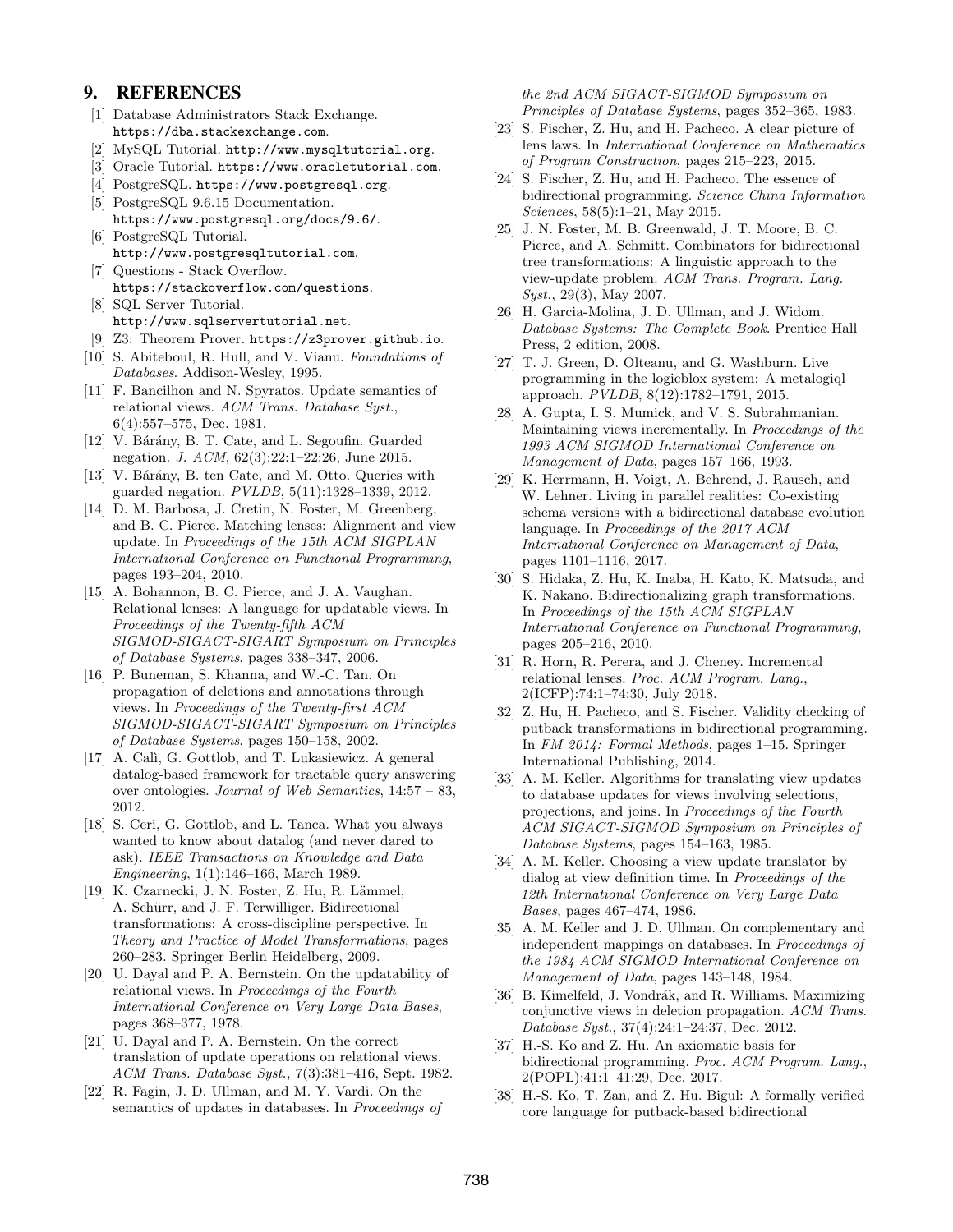## 9. REFERENCES

[1] Database Administrators Stack Exchange. `https://dba.stackexchange.com`.

[2] MySQL Tutorial. `http://www.mysqltutorial.org`.

[3] Oracle Tutorial. `https://www.oracletutorial.com`.

[4] PostgreSQL. `https://www.postgresql.org`.

[5] PostgreSQL 9.6.15 Documentation. `https://www.postgresql.org/docs/9.6/`.

[6] PostgreSQL Tutorial. `http://www.postgresqltutorial.com`.

[7] Questions - Stack Overflow. `https://stackoverflow.com/questions`.

[8] SQL Server Tutorial. `http://www.sqlservertutorial.net`.

[9] Z3: Theorem Prover. `https://z3prover.github.io`.

[10] S. Abiteboul, R. Hull, and V. Vianu. *Foundations of Databases*. Addison-Wesley, 1995.

[11] F. Bancilhon and N. Spyratos. Update semantics of relational views. *ACM Trans. Database Syst.*, 6(4):557–575, Dec. 1981.

[12] V. Bárány, B. T. Cate, and L. Segoufin. Guarded negation. *J. ACM*, 62(3):22:1–22:26, June 2015.

[13] V. Bárány, B. ten Cate, and M. Otto. Queries with guarded negation. *PVLDB*, 5(11):1328–1339, 2012.

[14] D. M. Barbosa, J. Cretin, N. Foster, M. Greenberg, and B. C. Pierce. Matching lenses: Alignment and view update. In *Proceedings of the 15th ACM SIGPLAN International Conference on Functional Programming*, pages 193–204, 2010.

[15] A. Bohannon, B. C. Pierce, and J. A. Vaughan. Relational lenses: A language for updatable views. In *Proceedings of the Twenty-fifth ACM SIGMOD-SIGACT-SIGART Symposium on Principles of Database Systems*, pages 338–347, 2006.

[16] P. Buneman, S. Khanna, and W.-C. Tan. On propagation of deletions and annotations through views. In *Proceedings of the Twenty-first ACM SIGMOD-SIGACT-SIGART Symposium on Principles of Database Systems*, pages 150–158, 2002.

[17] A. Calì, G. Gottlob, and T. Lukasiewicz. A general datalog-based framework for tractable query answering over ontologies. *Journal of Web Semantics*, 14:57 – 83, 2012.

[18] S. Ceri, G. Gottlob, and L. Tanca. What you always wanted to know about datalog (and never dared to ask). *IEEE Transactions on Knowledge and Data Engineering*, 1(1):146–166, March 1989.

[19] K. Czarnecki, J. N. Foster, Z. Hu, R. Lämmel, A. Schürr, and J. F. Terwilliger. Bidirectional transformations: A cross-discipline perspective. In *Theory and Practice of Model Transformations*, pages 260–283. Springer Berlin Heidelberg, 2009.

[20] U. Dayal and P. A. Bernstein. On the updatability of relational views. In *Proceedings of the Fourth International Conference on Very Large Data Bases*, pages 368–377, 1978.

[21] U. Dayal and P. A. Bernstein. On the correct translation of update operations on relational views. *ACM Trans. Database Syst.*, 7(3):381–416, Sept. 1982.

[22] R. Fagin, J. D. Ullman, and M. Y. Vardi. On the semantics of updates in databases. In *Proceedings of the 2nd ACM SIGACT-SIGMOD Symposium on Principles of Database Systems*, pages 352–365, 1983.

[23] S. Fischer, Z. Hu, and H. Pacheco. A clear picture of lens laws. In *International Conference on Mathematics of Program Construction*, pages 215–223, 2015.

[24] S. Fischer, Z. Hu, and H. Pacheco. The essence of bidirectional programming. *Science China Information Sciences*, 58(5):1–21, May 2015.

[25] J. N. Foster, M. B. Greenwald, J. T. Moore, B. C. Pierce, and A. Schmitt. Combinators for bidirectional tree transformations: A linguistic approach to the view-update problem. *ACM Trans. Program. Lang. Syst.*, 29(3), May 2007.

[26] H. Garcia-Molina, J. D. Ullman, and J. Widom. *Database Systems: The Complete Book*. Prentice Hall Press, 2 edition, 2008.

[27] T. J. Green, D. Olteanu, and G. Washburn. Live programming in the logicblox system: A metalogiql approach. *PVLDB*, 8(12):1782–1791, 2015.

[28] A. Gupta, I. S. Mumick, and V. S. Subrahmanian. Maintaining views incrementally. In *Proceedings of the 1993 ACM SIGMOD International Conference on Management of Data*, pages 157–166, 1993.

[29] K. Herrmann, H. Voigt, A. Behrend, J. Rausch, and W. Lehner. Living in parallel realities: Co-existing schema versions with a bidirectional database evolution language. In *Proceedings of the 2017 ACM International Conference on Management of Data*, pages 1101–1116, 2017.

[30] S. Hidaka, Z. Hu, K. Inaba, H. Kato, K. Matsuda, and K. Nakano. Bidirectionalizing graph transformations. In *Proceedings of the 15th ACM SIGPLAN International Conference on Functional Programming*, pages 205–216, 2010.

[31] R. Horn, R. Perera, and J. Cheney. Incremental relational lenses. *Proc. ACM Program. Lang.*, 2(ICFP):74:1–74:30, July 2018.

[32] Z. Hu, H. Pacheco, and S. Fischer. Validity checking of putback transformations in bidirectional programming. In *FM 2014: Formal Methods*, pages 1–15. Springer International Publishing, 2014.

[33] A. M. Keller. Algorithms for translating view updates to database updates for views involving selections, projections, and joins. In *Proceedings of the Fourth ACM SIGACT-SIGMOD Symposium on Principles of Database Systems*, pages 154–163, 1985.

[34] A. M. Keller. Choosing a view update translator by dialog at view definition time. In *Proceedings of the 12th International Conference on Very Large Data Bases*, pages 467–474, 1986.

[35] A. M. Keller and J. D. Ullman. On complementary and independent mappings on databases. In *Proceedings of the 1984 ACM SIGMOD International Conference on Management of Data*, pages 143–148, 1984.

[36] B. Kimelfeld, J. Vondrák, and R. Williams. Maximizing conjunctive views in deletion propagation. *ACM Trans. Database Syst.*, 37(4):24:1–24:37, Dec. 2012.

[37] H.-S. Ko and Z. Hu. An axiomatic basis for bidirectional programming. *Proc. ACM Program. Lang.*, 2(POPL):41:1–41:29, Dec. 2017.

[38] H.-S. Ko, T. Zan, and Z. Hu. Bigul: A formally verified core language for putback-based bidirectional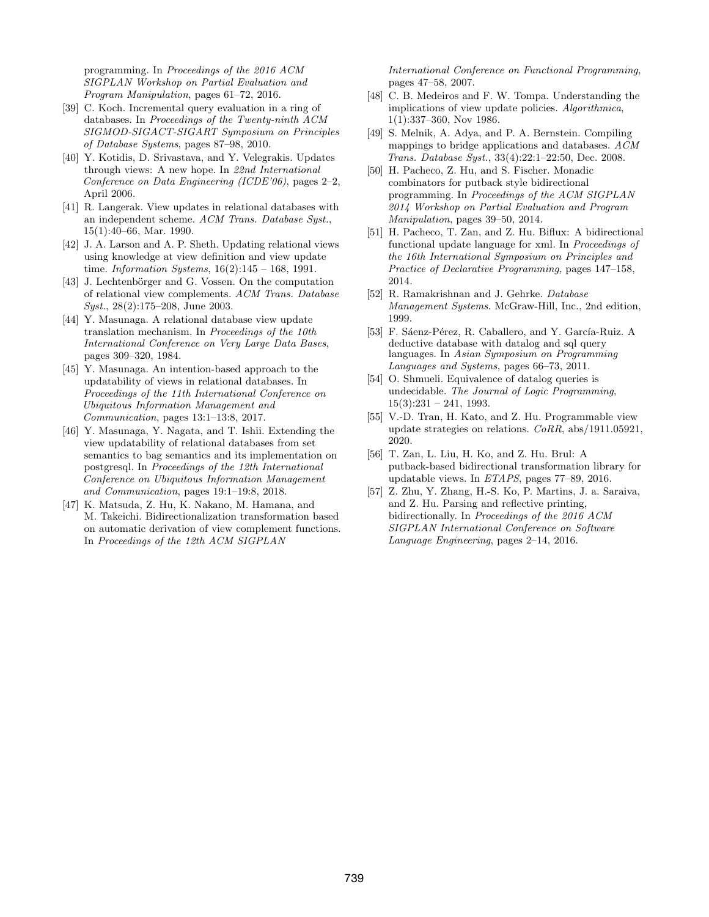programming. In *Proceedings of the 2016 ACM SIGPLAN Workshop on Partial Evaluation and Program Manipulation*, pages 61–72, 2016.

[39] C. Koch. Incremental query evaluation in a ring of databases. In *Proceedings of the Twenty-ninth ACM SIGMOD-SIGACT-SIGART Symposium on Principles of Database Systems*, pages 87–98, 2010.

[40] Y. Kotidis, D. Srivastava, and Y. Velegrakis. Updates through views: A new hope. In *22nd International Conference on Data Engineering (ICDE'06)*, pages 2–2, April 2006.

[41] R. Langerak. View updates in relational databases with an independent scheme. *ACM Trans. Database Syst.*, 15(1):40–66, Mar. 1990.

[42] J. A. Larson and A. P. Sheth. Updating relational views using knowledge at view definition and view update time. *Information Systems*, 16(2):145 – 168, 1991.

[43] J. Lechtenbörger and G. Vossen. On the computation of relational view complements. *ACM Trans. Database Syst.*, 28(2):175–208, June 2003.

[44] Y. Masunaga. A relational database view update translation mechanism. In *Proceedings of the 10th International Conference on Very Large Data Bases*, pages 309–320, 1984.

[45] Y. Masunaga. An intention-based approach to the updatability of views in relational databases. In *Proceedings of the 11th International Conference on Ubiquitous Information Management and Communication*, pages 13:1–13:8, 2017.

[46] Y. Masunaga, Y. Nagata, and T. Ishii. Extending the view updatability of relational databases from set semantics to bag semantics and its implementation on postgresql. In *Proceedings of the 12th International Conference on Ubiquitous Information Management and Communication*, pages 19:1–19:8, 2018.

[47] K. Matsuda, Z. Hu, K. Nakano, M. Hamana, and M. Takeichi. Bidirectionalization transformation based on automatic derivation of view complement functions. In *Proceedings of the 12th ACM SIGPLAN International Conference on Functional Programming*, pages 47–58, 2007.

[48] C. B. Medeiros and F. W. Tompa. Understanding the implications of view update policies. *Algorithmica*, 1(1):337–360, Nov 1986.

[49] S. Melnik, A. Adya, and P. A. Bernstein. Compiling mappings to bridge applications and databases. *ACM Trans. Database Syst.*, 33(4):22:1–22:50, Dec. 2008.

[50] H. Pacheco, Z. Hu, and S. Fischer. Monadic combinators for putback style bidirectional programming. In *Proceedings of the ACM SIGPLAN 2014 Workshop on Partial Evaluation and Program Manipulation*, pages 39–50, 2014.

[51] H. Pacheco, T. Zan, and Z. Hu. Biflux: A bidirectional functional update language for xml. In *Proceedings of the 16th International Symposium on Principles and Practice of Declarative Programming*, pages 147–158, 2014.

[52] R. Ramakrishnan and J. Gehrke. *Database Management Systems*. McGraw-Hill, Inc., 2nd edition, 1999.

[53] F. Sáenz-Pérez, R. Caballero, and Y. García-Ruiz. A deductive database with datalog and sql query languages. In *Asian Symposium on Programming Languages and Systems*, pages 66–73, 2011.

[54] O. Shmueli. Equivalence of datalog queries is undecidable. *The Journal of Logic Programming*, 15(3):231 – 241, 1993.

[55] V.-D. Tran, H. Kato, and Z. Hu. Programmable view update strategies on relations. *CoRR*, abs/1911.05921, 2020.

[56] T. Zan, L. Liu, H. Ko, and Z. Hu. Brul: A putback-based bidirectional transformation library for updatable views. In *ETAPS*, pages 77–89, 2016.

[57] Z. Zhu, Y. Zhang, H.-S. Ko, P. Martins, J. a. Saraiva, and Z. Hu. Parsing and reflective printing, bidirectionally. In *Proceedings of the 2016 ACM SIGPLAN International Conference on Software Language Engineering*, pages 2–14, 2016.